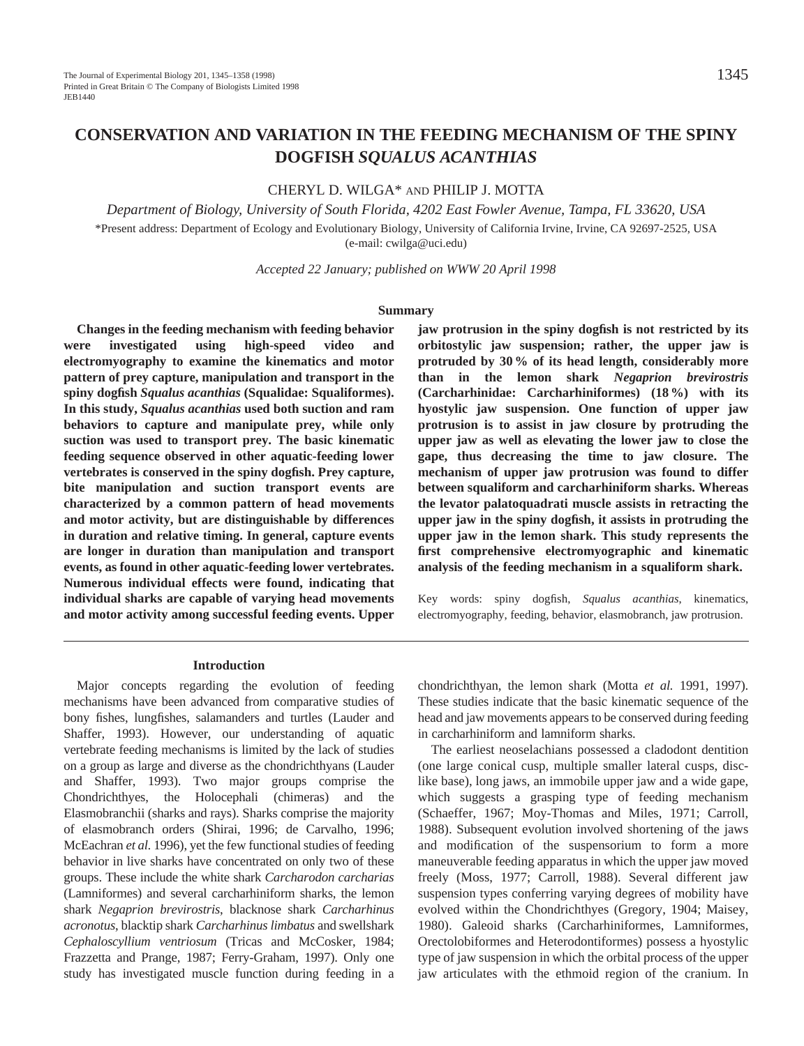# CONSERVATION AND VARIATION IN THE FEEDING MECHANISM OF THE SPINY DOGFISH *SQUALUS ACANTHIAS*

CHERYL D. WILGA* AND PHILIP J. MOTTA

*Department of Biology, University of South Florida, 4202 East Fowler Avenue, Tampa, FL 33620, USA*

*Present address: Department of Ecology and Evolutionary Biology, University of California Irvine, Irvine, CA 92697-2525, USA (e-mail: cwilga@uci.edu)*

*Accepted 22 January; published on WWW 20 April 1998*

## Summary

**Changes in the feeding mechanism with feeding behavior were investigated using high-speed video and electromyography to examine the kinematics and motor pattern of prey capture, manipulation and transport in the spiny dogfish *Squalus acanthias* (Squalidae: Squaliformes). In this study, *Squalus acanthias* used both suction and ram behaviors to capture and manipulate prey, while only suction was used to transport prey. The basic kinematic feeding sequence observed in other aquatic-feeding lower vertebrates is conserved in the spiny dogfish. Prey capture, bite manipulation and suction transport events are characterized by a common pattern of head movements and motor activity, but are distinguishable by differences in duration and relative timing. In general, capture events are longer in duration than manipulation and transport events, as found in other aquatic-feeding lower vertebrates. Numerous individual effects were found, indicating that individual sharks are capable of varying head movements and motor activity among successful feeding events. Upper jaw protrusion in the spiny dogfish is not restricted by its orbitostylic jaw suspension; rather, the upper jaw is protruded by 30 % of its head length, considerably more than in the lemon shark *Negaprion brevirostris* (Carcharhinidae: Carcharhiniformes) (18 %) with its hyostylic jaw suspension. One function of upper jaw protrusion is to assist in jaw closure by protruding the upper jaw as well as elevating the lower jaw to close the gape, thus decreasing the time to jaw closure. The mechanism of upper jaw protrusion was found to differ between squaliform and carcharhiniform sharks. Whereas the levator palatoquadrati muscle assists in retracting the upper jaw in the spiny dogfish, it assists in protruding the upper jaw in the lemon shark. This study represents the first comprehensive electromyographic and kinematic analysis of the feeding mechanism in a squaliform shark.**

Key words: spiny dogfish, *Squalus acanthias*, kinematics, electromyography, feeding, behavior, elasmobranch, jaw protrusion.

## Introduction

Major concepts regarding the evolution of feeding mechanisms have been advanced from comparative studies of bony fishes, lungfishes, salamanders and turtles (Lauder and Shaffer, 1993). However, our understanding of aquatic vertebrate feeding mechanisms is limited by the lack of studies on a group as large and diverse as the chondrichthyans (Lauder and Shaffer, 1993). Two major groups comprise the Chondrichthyes, the Holocephali (chimeras) and the Elasmobranchii (sharks and rays). Sharks comprise the majority of elasmobranch orders (Shirai, 1996; de Carvalho, 1996; McEachran *et al.* 1996), yet the few functional studies of feeding behavior in live sharks have concentrated on only two of these groups. These include the white shark *Carcharodon carcharias* (Lamniformes) and several carcharhiniform sharks, the lemon shark *Negaprion brevirostris*, blacknose shark *Carcharhinus acronotus*, blacktip shark *Carcharhinus limbatus* and swellshark *Cephaloscyllium ventriosum* (Tricas and McCosker, 1984; Frazzetta and Prange, 1987; Ferry-Graham, 1997). Only one study has investigated muscle function during feeding in a chondrichthyan, the lemon shark (Motta *et al.* 1991, 1997). These studies indicate that the basic kinematic sequence of the head and jaw movements appears to be conserved during feeding in carcharhiniform and lamniform sharks.

The earliest neoselachians possessed a cladodont dentition (one large conical cusp, multiple smaller lateral cusps, disc-like base), long jaws, an immobile upper jaw and a wide gape, which suggests a grasping type of feeding mechanism (Schaeffer, 1967; Moy-Thomas and Miles, 1971; Carroll, 1988). Subsequent evolution involved shortening of the jaws and modification of the suspensorium to form a more maneuverable feeding apparatus in which the upper jaw moved freely (Moss, 1977; Carroll, 1988). Several different jaw suspension types conferring varying degrees of mobility have evolved within the Chondrichthyes (Gregory, 1904; Maisey, 1980). Galeoid sharks (Carcharhiniformes, Lamniformes, Orectolobiformes and Heterodontiformes) possess a hyostylic type of jaw suspension in which the orbital process of the upper jaw articulates with the ethmoid region of the cranium. In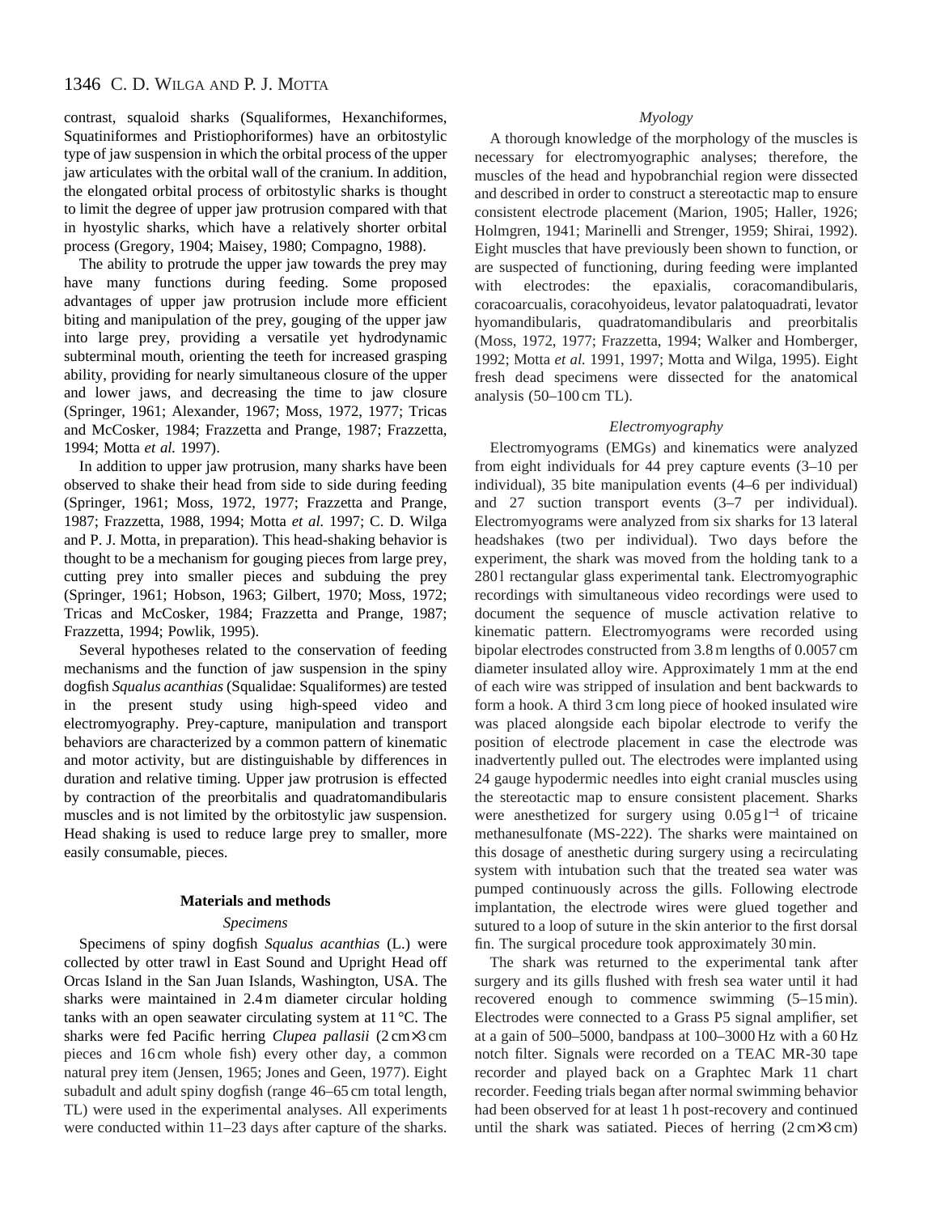contrast, squaloid sharks (Squaliformes, Hexanchiformes, Squatiniformes and Pristiophoriformes) have an orbitostylic type of jaw suspension in which the orbital process of the upper jaw articulates with the orbital wall of the cranium. In addition, the elongated orbital process of orbitostylic sharks is thought to limit the degree of upper jaw protrusion compared with that in hyostylic sharks, which have a relatively shorter orbital process (Gregory, 1904; Maisey, 1980; Compagno, 1988).

The ability to protrude the upper jaw towards the prey may have many functions during feeding. Some proposed advantages of upper jaw protrusion include more efficient biting and manipulation of the prey, gouging of the upper jaw into large prey, providing a versatile yet hydrodynamic subterminal mouth, orienting the teeth for increased grasping ability, providing for nearly simultaneous closure of the upper and lower jaws, and decreasing the time to jaw closure (Springer, 1961; Alexander, 1967; Moss, 1972, 1977; Tricas and McCosker, 1984; Frazzetta and Prange, 1987; Frazzetta, 1994; Motta *et al.* 1997).

In addition to upper jaw protrusion, many sharks have been observed to shake their head from side to side during feeding (Springer, 1961; Moss, 1972, 1977; Frazzetta and Prange, 1987; Frazzetta, 1988, 1994; Motta *et al.* 1997; C. D. Wilga and P. J. Motta, in preparation). This head-shaking behavior is thought to be a mechanism for gouging pieces from large prey, cutting prey into smaller pieces and subduing the prey (Springer, 1961; Hobson, 1963; Gilbert, 1970; Moss, 1972; Tricas and McCosker, 1984; Frazzetta and Prange, 1987; Frazzetta, 1994; Powlik, 1995).

Several hypotheses related to the conservation of feeding mechanisms and the function of jaw suspension in the spiny dogfish *Squalus acanthias* (Squalidae: Squaliformes) are tested in the present study using high-speed video and electromyography. Prey-capture, manipulation and transport behaviors are characterized by a common pattern of kinematic and motor activity, but are distinguishable by differences in duration and relative timing. Upper jaw protrusion is effected by contraction of the preorbitalis and quadratomandibularis muscles and is not limited by the orbitostylic jaw suspension. Head shaking is used to reduce large prey to smaller, more easily consumable, pieces.

## Materials and methods

### *Specimens*

Specimens of spiny dogfish *Squalus acanthias* (L.) were collected by otter trawl in East Sound and Upright Head off Orcas Island in the San Juan Islands, Washington, USA. The sharks were maintained in 2.4 m diameter circular holding tanks with an open seawater circulating system at 11 °C. The sharks were fed Pacific herring *Clupea pallasii* (2 cm×3 cm pieces and 16 cm whole fish) every other day, a common natural prey item (Jensen, 1965; Jones and Geen, 1977). Eight subadult and adult spiny dogfish (range 46–65 cm total length, TL) were used in the experimental analyses. All experiments were conducted within 11–23 days after capture of the sharks.

### *Myology*

A thorough knowledge of the morphology of the muscles is necessary for electromyographic analyses; therefore, the muscles of the head and hypobranchial region were dissected and described in order to construct a stereotactic map to ensure consistent electrode placement (Marion, 1905; Haller, 1926; Holmgren, 1941; Marinelli and Strenger, 1959; Shirai, 1992). Eight muscles that have previously been shown to function, or are suspected of functioning, during feeding were implanted with electrodes: the epaxialis, coracomandibularis, coracoarcualis, coracohyoideus, levator palatoquadrati, levator hyomandibularis, quadratomandibularis and preorbitalis (Moss, 1972, 1977; Frazzetta, 1994; Walker and Homberger, 1992; Motta *et al.* 1991, 1997; Motta and Wilga, 1995). Eight fresh dead specimens were dissected for the anatomical analysis (50–100 cm TL).

### *Electromyography*

Electromyograms (EMGs) and kinematics were analyzed from eight individuals for 44 prey capture events (3–10 per individual), 35 bite manipulation events (4–6 per individual) and 27 suction transport events (3–7 per individual). Electromyograms were analyzed from six sharks for 13 lateral headshakes (two per individual). Two days before the experiment, the shark was moved from the holding tank to a 280 l rectangular glass experimental tank. Electromyographic recordings with simultaneous video recordings were used to document the sequence of muscle activation relative to kinematic pattern. Electromyograms were recorded using bipolar electrodes constructed from 3.8 m lengths of 0.0057 cm diameter insulated alloy wire. Approximately 1 mm at the end of each wire was stripped of insulation and bent backwards to form a hook. A third 3 cm long piece of hooked insulated wire was placed alongside each bipolar electrode to verify the position of electrode placement in case the electrode was inadvertently pulled out. The electrodes were implanted using 24 gauge hypodermic needles into eight cranial muscles using the stereotactic map to ensure consistent placement. Sharks were anesthetized for surgery using 0.05 g l$^{-1}$ of tricaine methanesulfonate (MS-222). The sharks were maintained on this dosage of anesthetic during surgery using a recirculating system with intubation such that the treated sea water was pumped continuously across the gills. Following electrode implantation, the electrode wires were glued together and sutured to a loop of suture in the skin anterior to the first dorsal fin. The surgical procedure took approximately 30 min.

The shark was returned to the experimental tank after surgery and its gills flushed with fresh sea water until it had recovered enough to commence swimming (5–15 min). Electrodes were connected to a Grass P5 signal amplifier, set at a gain of 500–5000, bandpass at 100–3000 Hz with a 60 Hz notch filter. Signals were recorded on a TEAC MR-30 tape recorder and played back on a Graphtec Mark 11 chart recorder. Feeding trials began after normal swimming behavior had been observed for at least 1 h post-recovery and continued until the shark was satiated. Pieces of herring (2 cm×3 cm)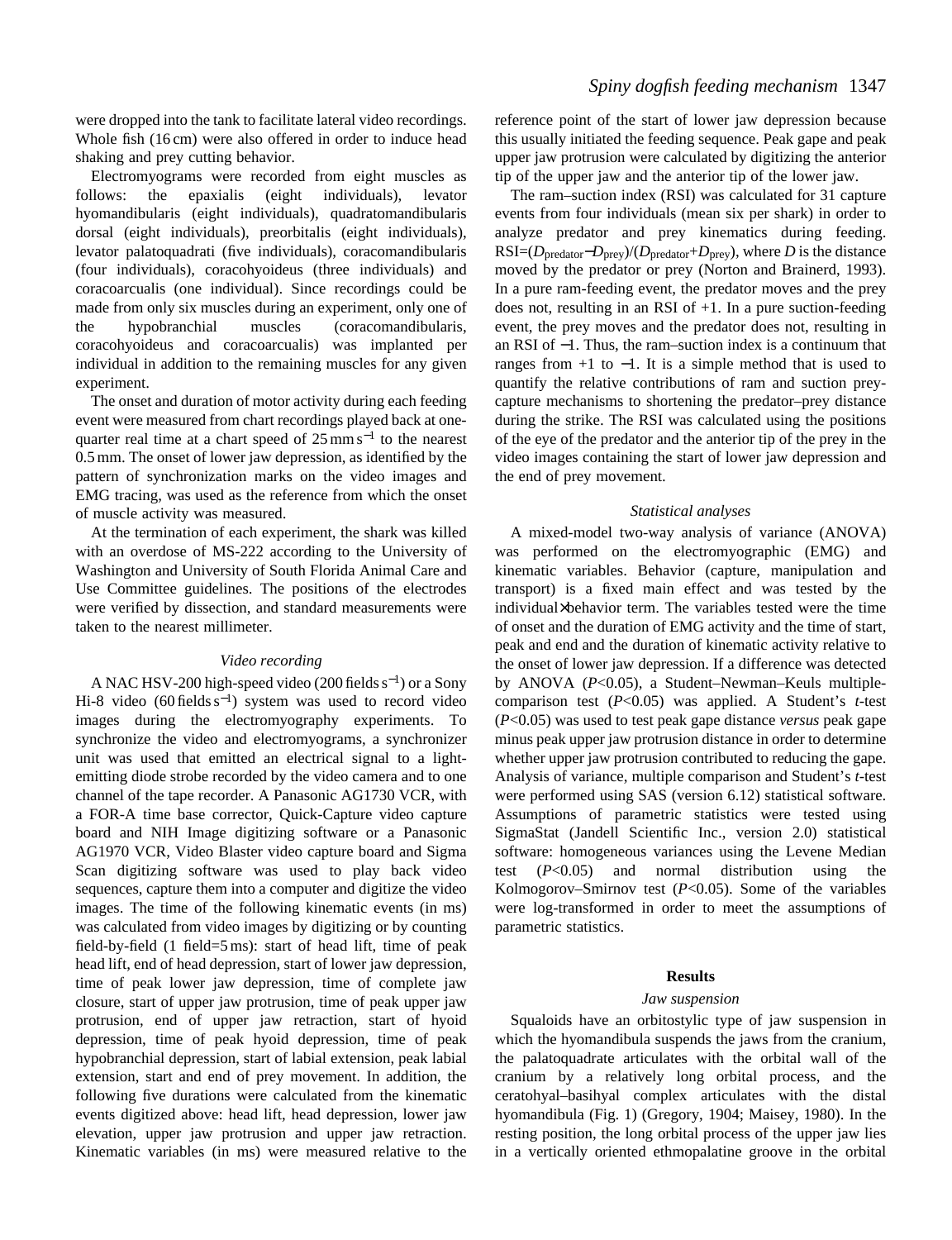were dropped into the tank to facilitate lateral video recordings. Whole fish (16 cm) were also offered in order to induce head shaking and prey cutting behavior.

Electromyograms were recorded from eight muscles as follows: the epaxialis (eight individuals), levator hyomandibularis (eight individuals), quadratomandibularis dorsal (eight individuals), preorbitalis (eight individuals), levator palatoquadrati (five individuals), coracomandibularis (four individuals), coracohyoideus (three individuals) and coracoarcualis (one individual). Since recordings could be made from only six muscles during an experiment, only one of the hypobranchial muscles (coracomandibularis, coracohyoideus and coracoarcualis) was implanted per individual in addition to the remaining muscles for any given experiment.

The onset and duration of motor activity during each feeding event were measured from chart recordings played back at one-quarter real time at a chart speed of $25\,\mathrm{mm\,s^{-1}}$ to the nearest 0.5 mm. The onset of lower jaw depression, as identified by the pattern of synchronization marks on the video images and EMG tracing, was used as the reference from which the onset of muscle activity was measured.

At the termination of each experiment, the shark was killed with an overdose of MS-222 according to the University of Washington and University of South Florida Animal Care and Use Committee guidelines. The positions of the electrodes were verified by dissection, and standard measurements were taken to the nearest millimeter.

### *Video recording*

A NAC HSV-200 high-speed video (200 fields $\mathrm{s^{-1}}$) or a Sony Hi-8 video (60 fields $\mathrm{s^{-1}}$) system was used to record video images during the electromyography experiments. To synchronize the video and electromyograms, a synchronizer unit was used that emitted an electrical signal to a light-emitting diode strobe recorded by the video camera and to one channel of the tape recorder. A Panasonic AG1730 VCR, with a FOR-A time base corrector, Quick-Capture video capture board and NIH Image digitizing software or a Panasonic AG1970 VCR, Video Blaster video capture board and Sigma Scan digitizing software was used to play back video sequences, capture them into a computer and digitize the video images. The time of the following kinematic events (in ms) was calculated from video images by digitizing or by counting field-by-field (1 field=5 ms): start of head lift, time of peak head lift, end of head depression, start of lower jaw depression, time of peak lower jaw depression, time of complete jaw closure, start of upper jaw protrusion, time of peak upper jaw protrusion, end of upper jaw retraction, start of hyoid depression, time of peak hyoid depression, time of peak hypobranchial depression, start of labial extension, peak labial extension, start and end of prey movement. In addition, the following five durations were calculated from the kinematic events digitized above: head lift, head depression, lower jaw elevation, upper jaw protrusion and upper jaw retraction. Kinematic variables (in ms) were measured relative to the reference point of the start of lower jaw depression because this usually initiated the feeding sequence. Peak gape and peak upper jaw protrusion were calculated by digitizing the anterior tip of the upper jaw and the anterior tip of the lower jaw.

The ram–suction index (RSI) was calculated for 31 capture events from four individuals (mean six per shark) in order to analyze predator and prey kinematics during feeding. $\mathrm{RSI}=(D_{\mathrm{predator}}-D_{\mathrm{prey}})/(D_{\mathrm{predator}}+D_{\mathrm{prey}})$, where $D$ is the distance moved by the predator or prey (Norton and Brainerd, 1993). In a pure ram-feeding event, the predator moves and the prey does not, resulting in an RSI of +1. In a pure suction-feeding event, the prey moves and the predator does not, resulting in an RSI of −1. Thus, the ram–suction index is a continuum that ranges from +1 to −1. It is a simple method that is used to quantify the relative contributions of ram and suction prey-capture mechanisms to shortening the predator–prey distance during the strike. The RSI was calculated using the positions of the eye of the predator and the anterior tip of the prey in the video images containing the start of lower jaw depression and the end of prey movement.

### *Statistical analyses*

A mixed-model two-way analysis of variance (ANOVA) was performed on the electromyographic (EMG) and kinematic variables. Behavior (capture, manipulation and transport) is a fixed main effect and was tested by the individual×behavior term. The variables tested were the time of onset and the duration of EMG activity and the time of start, peak and end and the duration of kinematic activity relative to the onset of lower jaw depression. If a difference was detected by ANOVA ($P<0.05$), a Student–Newman–Keuls multiple-comparison test ($P<0.05$) was applied. A Student's $t$-test ($P<0.05$) was used to test peak gape distance *versus* peak gape minus peak upper jaw protrusion distance in order to determine whether upper jaw protrusion contributed to reducing the gape. Analysis of variance, multiple comparison and Student's $t$-test were performed using SAS (version 6.12) statistical software. Assumptions of parametric statistics were tested using SigmaStat (Jandell Scientific Inc., version 2.0) statistical software: homogeneous variances using the Levene Median test ($P<0.05$) and normal distribution using the Kolmogorov–Smirnov test ($P<0.05$). Some of the variables were log-transformed in order to meet the assumptions of parametric statistics.

## **Results**

### *Jaw suspension*

Squaloids have an orbitostylic type of jaw suspension in which the hyomandibula suspends the jaws from the cranium, the palatoquadrate articulates with the orbital wall of the cranium by a relatively long orbital process, and the ceratohyal–basihyal complex articulates with the distal hyomandibula (Fig. 1) (Gregory, 1904; Maisey, 1980). In the resting position, the long orbital process of the upper jaw lies in a vertically oriented ethmopalatine groove in the orbital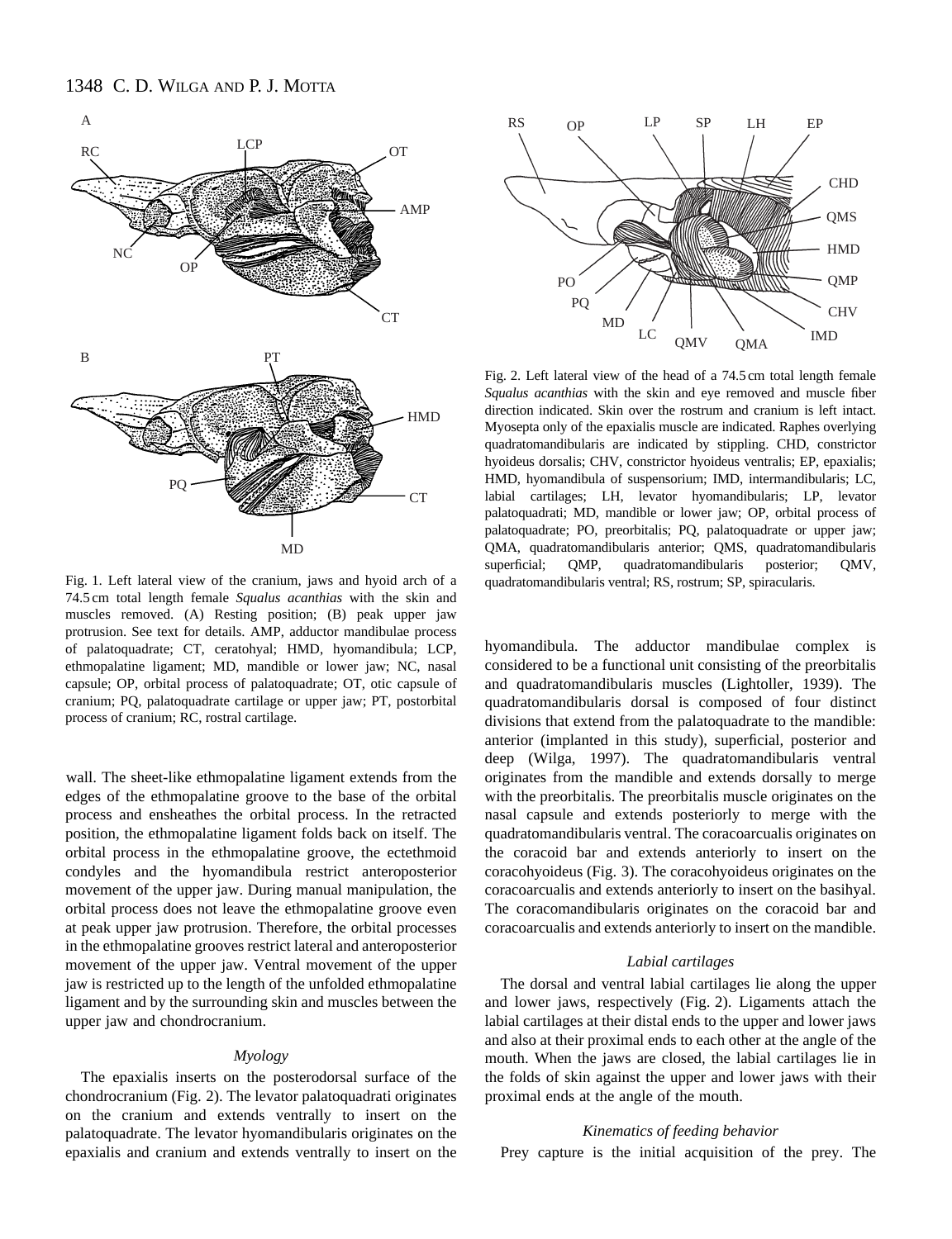Fig. 1. Left lateral view of the cranium, jaws and hyoid arch of a 74.5 cm total length female *Squalus acanthias* with the skin and muscles removed. (A) Resting position; (B) peak upper jaw protrusion. See text for details. AMP, adductor mandibulae process of palatoquadrate; CT, ceratohyal; HMD, hyomandibula; LCP, ethmopalatine ligament; MD, mandible or lower jaw; NC, nasal capsule; OP, orbital process of palatoquadrate; OT, otic capsule of cranium; PQ, palatoquadrate cartilage or upper jaw; PT, postorbital process of cranium; RC, rostral cartilage.

Fig. 2. Left lateral view of the head of a 74.5 cm total length female *Squalus acanthias* with the skin and eye removed and muscle fiber direction indicated. Skin over the rostrum and cranium is left intact. Myosepta only of the epaxialis muscle are indicated. Raphes overlying quadratomandibularis are indicated by stippling. CHD, constrictor hyoideus dorsalis; CHV, constrictor hyoideus ventralis; EP, epaxialis; HMD, hyomandibula of suspensorium; IMD, intermandibularis; LC, labial cartilages; LH, levator hyomandibularis; LP, levator palatoquadrati; MD, mandible or lower jaw; OP, orbital process of palatoquadrate; PO, preorbitalis; PQ, palatoquadrate or upper jaw; QMA, quadratomandibularis anterior; QMS, quadratomandibularis superficial; QMP, quadratomandibularis posterior; QMV, quadratomandibularis ventral; RS, rostrum; SP, spiracularis.

wall. The sheet-like ethmopalatine ligament extends from the edges of the ethmopalatine groove to the base of the orbital process and ensheathes the orbital process. In the retracted position, the ethmopalatine ligament folds back on itself. The orbital process in the ethmopalatine groove, the ectethmoid condyles and the hyomandibula restrict anteroposterior movement of the upper jaw. During manual manipulation, the orbital process does not leave the ethmopalatine groove even at peak upper jaw protrusion. Therefore, the orbital processes in the ethmopalatine grooves restrict lateral and anteroposterior movement of the upper jaw. Ventral movement of the upper jaw is restricted up to the length of the unfolded ethmopalatine ligament and by the surrounding skin and muscles between the upper jaw and chondrocranium.

### *Myology*

The epaxialis inserts on the posterodorsal surface of the chondrocranium (Fig. 2). The levator palatoquadrati originates on the cranium and extends ventrally to insert on the palatoquadrate. The levator hyomandibularis originates on the epaxialis and cranium and extends ventrally to insert on the hyomandibula. The adductor mandibulae complex is considered to be a functional unit consisting of the preorbitalis and quadratomandibularis muscles (Lightoller, 1939). The quadratomandibularis dorsal is composed of four distinct divisions that extend from the palatoquadrate to the mandible: anterior (implanted in this study), superficial, posterior and deep (Wilga, 1997). The quadratomandibularis ventral originates from the mandible and extends dorsally to merge with the preorbitalis. The preorbitalis muscle originates on the nasal capsule and extends posteriorly to merge with the quadratomandibularis ventral. The coracoarcualis originates on the coracoid bar and extends anteriorly to insert on the coracohyoideus (Fig. 3). The coracohyoideus originates on the coracoarcualis and extends anteriorly to insert on the basihyal. The coracomandibularis originates on the coracoid bar and coracoarcualis and extends anteriorly to insert on the mandible.

### *Labial cartilages*

The dorsal and ventral labial cartilages lie along the upper and lower jaws, respectively (Fig. 2). Ligaments attach the labial cartilages at their distal ends to the upper and lower jaws and also at their proximal ends to each other at the angle of the mouth. When the jaws are closed, the labial cartilages lie in the folds of skin against the upper and lower jaws with their proximal ends at the angle of the mouth.

### *Kinematics of feeding behavior*

Prey capture is the initial acquisition of the prey. The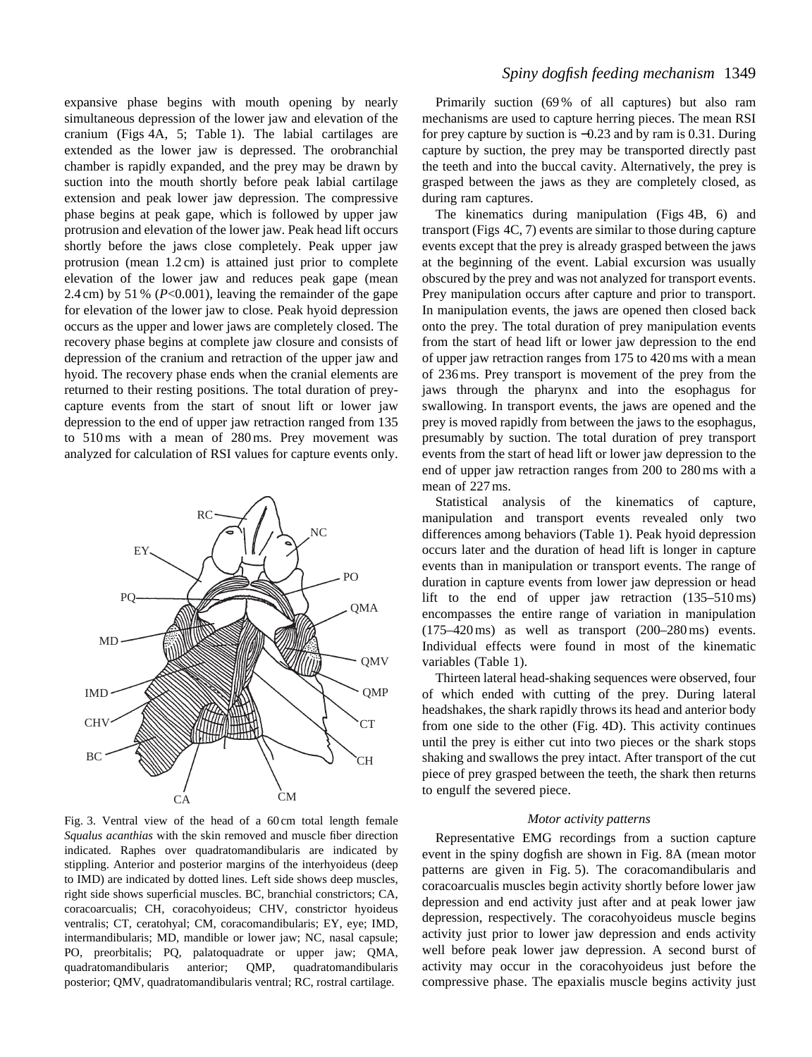expansive phase begins with mouth opening by nearly simultaneous depression of the lower jaw and elevation of the cranium (Figs 4A, 5; Table 1). The labial cartilages are extended as the lower jaw is depressed. The orobranchial chamber is rapidly expanded, and the prey may be drawn by suction into the mouth shortly before peak labial cartilage extension and peak lower jaw depression. The compressive phase begins at peak gape, which is followed by upper jaw protrusion and elevation of the lower jaw. Peak head lift occurs shortly before the jaws close completely. Peak upper jaw protrusion (mean 1.2 cm) is attained just prior to complete elevation of the lower jaw and reduces peak gape (mean 2.4 cm) by 51 % ($P<0.001$), leaving the remainder of the gape for elevation of the lower jaw to close. Peak hyoid depression occurs as the upper and lower jaws are completely closed. The recovery phase begins at complete jaw closure and consists of depression of the cranium and retraction of the upper jaw and hyoid. The recovery phase ends when the cranial elements are returned to their resting positions. The total duration of prey-capture events from the start of snout lift or lower jaw depression to the end of upper jaw retraction ranged from 135 to 510 ms with a mean of 280 ms. Prey movement was analyzed for calculation of RSI values for capture events only.

Fig. 3. Ventral view of the head of a 60 cm total length female *Squalus acanthias* with the skin removed and muscle fiber direction indicated. Raphes over quadratomandibularis are indicated by stippling. Anterior and posterior margins of the interhyoideus (deep to IMD) are indicated by dotted lines. Left side shows deep muscles, right side shows superficial muscles. BC, branchial constrictors; CA, coracoarcualis; CH, coracohyoideus; CHV, constrictor hyoideus ventralis; CT, ceratohyal; CM, coracomandibularis; EY, eye; IMD, intermandibularis; MD, mandible or lower jaw; NC, nasal capsule; PO, preorbitalis; PQ, palatoquadrate or upper jaw; QMA, quadratomandibularis anterior; QMP, quadratomandibularis posterior; QMV, quadratomandibularis ventral; RC, rostral cartilage.

Primarily suction (69 % of all captures) but also ram mechanisms are used to capture herring pieces. The mean RSI for prey capture by suction is −0.23 and by ram is 0.31. During capture by suction, the prey may be transported directly past the teeth and into the buccal cavity. Alternatively, the prey is grasped between the jaws as they are completely closed, as during ram captures.

The kinematics during manipulation (Figs 4B, 6) and transport (Figs 4C, 7) events are similar to those during capture events except that the prey is already grasped between the jaws at the beginning of the event. Labial excursion was usually obscured by the prey and was not analyzed for transport events. Prey manipulation occurs after capture and prior to transport. In manipulation events, the jaws are opened then closed back onto the prey. The total duration of prey manipulation events from the start of head lift or lower jaw depression to the end of upper jaw retraction ranges from 175 to 420 ms with a mean of 236 ms. Prey transport is movement of the prey from the jaws through the pharynx and into the esophagus for swallowing. In transport events, the jaws are opened and the prey is moved rapidly from between the jaws to the esophagus, presumably by suction. The total duration of prey transport events from the start of head lift or lower jaw depression to the end of upper jaw retraction ranges from 200 to 280 ms with a mean of 227 ms.

Statistical analysis of the kinematics of capture, manipulation and transport events revealed only two differences among behaviors (Table 1). Peak hyoid depression occurs later and the duration of head lift is longer in capture events than in manipulation or transport events. The range of duration in capture events from lower jaw depression or head lift to the end of upper jaw retraction (135–510 ms) encompasses the entire range of variation in manipulation (175–420 ms) as well as transport (200–280 ms) events. Individual effects were found in most of the kinematic variables (Table 1).

Thirteen lateral head-shaking sequences were observed, four of which ended with cutting of the prey. During lateral headshakes, the shark rapidly throws its head and anterior body from one side to the other (Fig. 4D). This activity continues until the prey is either cut into two pieces or the shark stops shaking and swallows the prey intact. After transport of the cut piece of prey grasped between the teeth, the shark then returns to engulf the severed piece.

### *Motor activity patterns*

Representative EMG recordings from a suction capture event in the spiny dogfish are shown in Fig. 8A (mean motor patterns are given in Fig. 5). The coracomandibularis and coracoarcualis muscles begin activity shortly before lower jaw depression and end activity just after and at peak lower jaw depression, respectively. The coracohyoideus muscle begins activity just prior to lower jaw depression and ends activity well before peak lower jaw depression. A second burst of activity may occur in the coracohyoideus just before the compressive phase. The epaxialis muscle begins activity just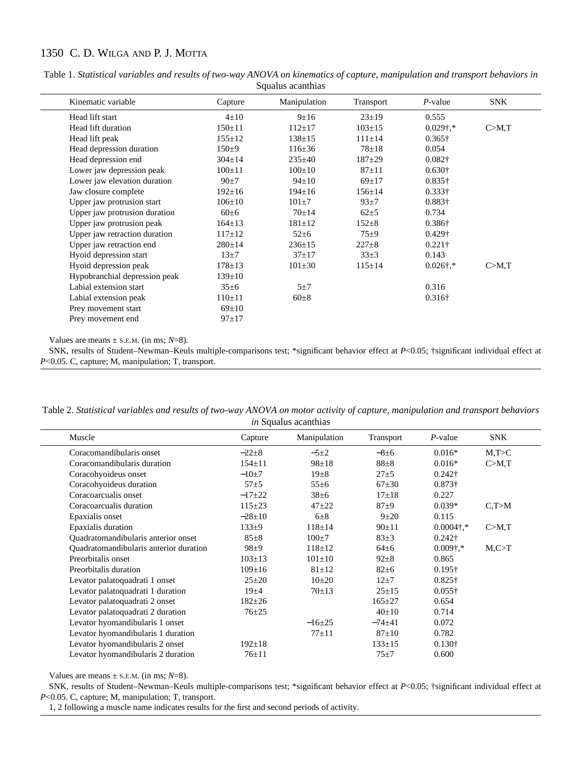Table 1. *Statistical variables and results of two-way ANOVA on kinematics of capture, manipulation and transport behaviors in* Squalus acanthias

| Kinematic variable | Capture | Manipulation | Transport | *P*-value | SNK |
|---|---|---|---|---|---|
| Head lift start | 4±10 | 9±16 | 23±19 | 0.555 | |
| Head lift duration | 150±11 | 112±17 | 103±15 | 0.029†,* | C>M,T |
| Head lift peak | 155±12 | 138±15 | 111±14 | 0.365† | |
| Head depression duration | 150±9 | 116±36 | 78±18 | 0.054 | |
| Head depression end | 304±14 | 235±40 | 187±29 | 0.082† | |
| Lower jaw depression peak | 100±11 | 100±10 | 87±11 | 0.630† | |
| Lower jaw elevation duration | 90±7 | 94±10 | 69±17 | 0.835† | |
| Jaw closure complete | 192±16 | 194±16 | 156±14 | 0.333† | |
| Upper jaw protrusion start | 106±10 | 101±7 | 93±7 | 0.883† | |
| Upper jaw protrusion duration | 60±6 | 70±14 | 62±5 | 0.734 | |
| Upper jaw protrusion peak | 164±13 | 181±12 | 152±8 | 0.386† | |
| Upper jaw retraction duration | 117±12 | 52±6 | 75±9 | 0.429† | |
| Upper jaw retraction end | 280±14 | 236±15 | 227±8 | 0.221† | |
| Hyoid depression start | 13±7 | 37±17 | 33±3 | 0.143 | |
| Hyoid depression peak | 178±13 | 101±30 | 115±14 | 0.026†,* | C>M,T |
| Hypobranchial depression peak | 139±10 | | | | |
| Labial extension start | 35±6 | 5±7 | | 0.316 | |
| Labial extension peak | 110±11 | 60±8 | | 0.316† | |
| Prey movement start | 69±10 | | | | |
| Prey movement end | 97±17 | | | | |

Values are means ± S.E.M. (in ms; *N*=8).

SNK, results of Student–Newman–Keuls multiple-comparisons test; *significant behavior effect at $P<0.05$; †significant individual effect at $P<0.05$. C, capture; M, manipulation; T, transport.

Table 2. *Statistical variables and results of two-way ANOVA on motor activity of capture, manipulation and transport behaviors in* Squalus acanthias

| Muscle | Capture | Manipulation | Transport | *P*-value | SNK |
|---|---|---|---|---|---|
| Coracomandibularis onset | −22±8 | −5±2 | −8±6 | 0.016* | M,T>C |
| Coracomandibularis duration | 154±11 | 98±18 | 88±8 | 0.016* | C>M,T |
| Coracohyoideus onset | −10±7 | 19±8 | 27±5 | 0.242† | |
| Coracohyoideus duration | 57±5 | 55±6 | 67±30 | 0.873† | |
| Coracoarcualis onset | −17±22 | 38±6 | 17±18 | 0.227 | |
| Coracoarcualis duration | 115±23 | 47±22 | 87±9 | 0.039* | C,T>M |
| Epaxialis onset | −28±10 | 6±8 | 9±20 | 0.115 | |
| Epaxialis duration | 133±9 | 118±14 | 90±11 | 0.0004†,* | C>M,T |
| Quadratomandibularis anterior onset | 85±8 | 100±7 | 83±3 | 0.242† | |
| Quadratomandibularis anterior duration | 98±9 | 118±12 | 64±6 | 0.009†,* | M,C>T |
| Preorbitalis onset | 103±13 | 101±10 | 92±8 | 0.865 | |
| Preorbitalis duration | 109±16 | 81±12 | 82±6 | 0.195† | |
| Levator palatoquadrati 1 onset | 25±20 | 10±20 | 12±7 | 0.825† | |
| Levator palatoquadrati 1 duration | 19±4 | 70±13 | 25±15 | 0.055† | |
| Levator palatoquadrati 2 onset | 182±26 | | 165±27 | 0.654 | |
| Levator palatoquadrati 2 duration | 76±25 | | 40±10 | 0.714 | |
| Levator hyomandibularis 1 onset | | −16±25 | −74±41 | 0.072 | |
| Levator hyomandibularis 1 duration | | 77±11 | 87±10 | 0.782 | |
| Levator hyomandibularis 2 onset | 192±18 | | 133±15 | 0.130† | |
| Levator hyomandibularis 2 duration | 76±11 | | 75±7 | 0.600 | |

Values are means ± S.E.M. (in ms; *N*=8).

SNK, results of Student–Newman–Keuls multiple-comparisons test; *significant behavior effect at $P<0.05$; †significant individual effect at $P<0.05$. C, capture; M, manipulation; T, transport.

1, 2 following a muscle name indicates results for the first and second periods of activity.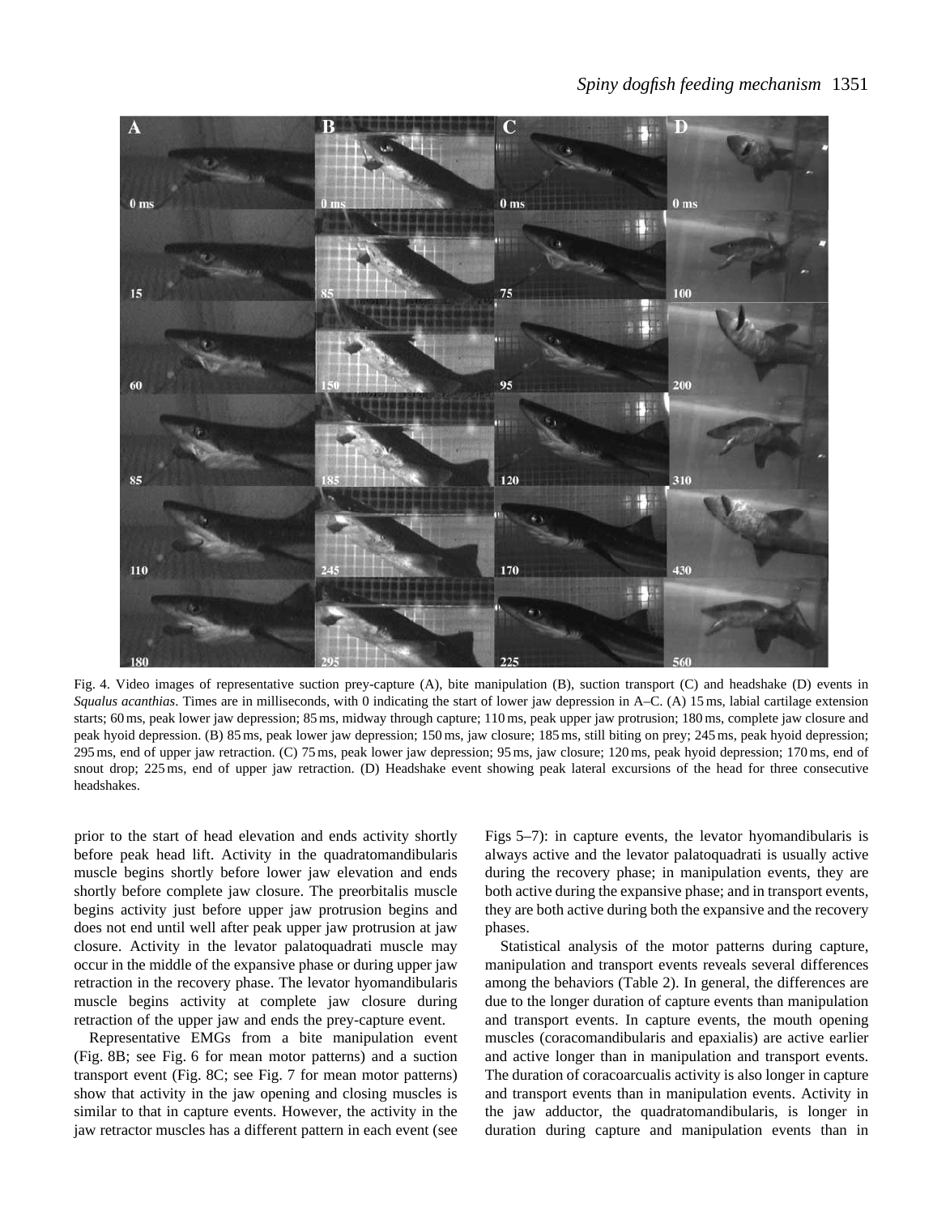Fig. 4. Video images of representative suction prey-capture (A), bite manipulation (B), suction transport (C) and headshake (D) events in *Squalus acanthias*. Times are in milliseconds, with 0 indicating the start of lower jaw depression in A–C. (A) 15 ms, labial cartilage extension starts; 60 ms, peak lower jaw depression; 85 ms, midway through capture; 110 ms, peak upper jaw protrusion; 180 ms, complete jaw closure and peak hyoid depression. (B) 85 ms, peak lower jaw depression; 150 ms, jaw closure; 185 ms, still biting on prey; 245 ms, peak hyoid depression; 295 ms, end of upper jaw retraction. (C) 75 ms, peak lower jaw depression; 95 ms, jaw closure; 120 ms, peak hyoid depression; 170 ms, end of snout drop; 225 ms, end of upper jaw retraction. (D) Headshake event showing peak lateral excursions of the head for three consecutive headshakes.

prior to the start of head elevation and ends activity shortly before peak head lift. Activity in the quadratomandibularis muscle begins shortly before lower jaw elevation and ends shortly before complete jaw closure. The preorbitalis muscle begins activity just before upper jaw protrusion begins and does not end until well after peak upper jaw protrusion at jaw closure. Activity in the levator palatoquadrati muscle may occur in the middle of the expansive phase or during upper jaw retraction in the recovery phase. The levator hyomandibularis muscle begins activity at complete jaw closure during retraction of the upper jaw and ends the prey-capture event.

Representative EMGs from a bite manipulation event (Fig. 8B; see Fig. 6 for mean motor patterns) and a suction transport event (Fig. 8C; see Fig. 7 for mean motor patterns) show that activity in the jaw opening and closing muscles is similar to that in capture events. However, the activity in the jaw retractor muscles has a different pattern in each event (see Figs 5–7): in capture events, the levator hyomandibularis is always active and the levator palatoquadrati is usually active during the recovery phase; in manipulation events, they are both active during the expansive phase; and in transport events, they are both active during both the expansive and the recovery phases.

Statistical analysis of the motor patterns during capture, manipulation and transport events reveals several differences among the behaviors (Table 2). In general, the differences are due to the longer duration of capture events than manipulation and transport events. In capture events, the mouth opening muscles (coracomandibularis and epaxialis) are active earlier and active longer than in manipulation and transport events. The duration of coracoarcualis activity is also longer in capture and transport events than in manipulation events. Activity in the jaw adductor, the quadratomandibularis, is longer in duration during capture and manipulation events than in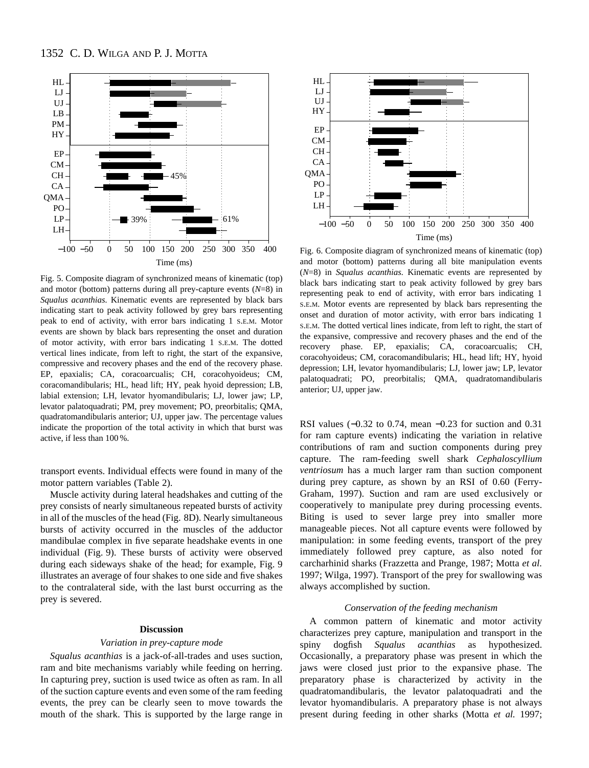Fig. 5. Composite diagram of synchronized means of kinematic (top) and motor (bottom) patterns during all prey-capture events ($N$=8) in *Squalus acanthias.* Kinematic events are represented by black bars indicating start to peak activity followed by grey bars representing peak to end of activity, with error bars indicating 1 S.E.M. Motor events are shown by black bars representing the onset and duration of motor activity, with error bars indicating 1 S.E.M. The dotted vertical lines indicate, from left to right, the start of the expansive, compressive and recovery phases and the end of the recovery phase. EP, epaxialis; CA, coracoarcualis; CH, coracohyoideus; CM, coracomandibularis; HL, head lift; HY, peak hyoid depression; LB, labial extension; LH, levator hyomandibularis; LJ, lower jaw; LP, levator palatoquadrati; PM, prey movement; PO, preorbitalis; QMA, quadratomandibularis anterior; UJ, upper jaw. The percentage values indicate the proportion of the total activity in which that burst was active, if less than 100 %.

Fig. 6. Composite diagram of synchronized means of kinematic (top) and motor (bottom) patterns during all bite manipulation events ($N$=8) in *Squalus acanthias.* Kinematic events are represented by black bars indicating start to peak activity followed by grey bars representing peak to end of activity, with error bars indicating 1 S.E.M. Motor events are represented by black bars indicating the onset and duration of motor activity, with error bars indicating 1 S.E.M. The dotted vertical lines indicate, from left to right, the start of the expansive, compressive and recovery phases and the end of the recovery phase. EP, epaxialis; CA, coracoarcualis; CH, coracohyoideus; CM, coracomandibularis; HL, head lift; HY, hyoid depression; LH, levator hyomandibularis; LJ, lower jaw; LP, levator palatoquadrati; PO, preorbitalis; QMA, quadratomandibularis anterior; UJ, upper jaw.

transport events. Individual effects were found in many of the motor pattern variables (Table 2).

Muscle activity during lateral headshakes and cutting of the prey consists of nearly simultaneous repeated bursts of activity in all of the muscles of the head (Fig. 8D). Nearly simultaneous bursts of activity occurred in the muscles of the adductor mandibulae complex in five separate headshake events in one individual (Fig. 9). These bursts of activity were observed during each sideways shake of the head; for example, Fig. 9 illustrates an average of four shakes to one side and five shakes to the contralateral side, with the last burst occurring as the prey is severed.

## Discussion

### *Variation in prey-capture mode*

*Squalus acanthias* is a jack-of-all-trades and uses suction, ram and bite mechanisms variably while feeding on herring. In capturing prey, suction is used twice as often as ram. In all of the suction capture events and even some of the ram feeding events, the prey can be clearly seen to move towards the mouth of the shark. This is supported by the large range in RSI values (−0.32 to 0.74, mean −0.23 for suction and 0.31 for ram capture events) indicating the variation in relative contributions of ram and suction components during prey capture. The ram-feeding swell shark *Cephaloscyllium ventriosum* has a much larger ram than suction component during prey capture, as shown by an RSI of 0.60 (Ferry-Graham, 1997). Suction and ram are used exclusively or cooperatively to manipulate prey during processing events. Biting is used to sever large prey into smaller more manageable pieces. Not all capture events were followed by manipulation: in some feeding events, transport of the prey immediately followed prey capture, as also noted for carcharhinid sharks (Frazzetta and Prange, 1987; Motta *et al.* 1997; Wilga, 1997). Transport of the prey for swallowing was always accomplished by suction.

### *Conservation of the feeding mechanism*

A common pattern of kinematic and motor activity characterizes prey capture, manipulation and transport in the spiny dogfish *Squalus acanthias* as hypothesized. Occasionally, a preparatory phase was present in which the jaws were closed just prior to the expansive phase. The preparatory phase is characterized by activity in the quadratomandibularis, the levator palatoquadrati and the levator hyomandibularis. A preparatory phase is not always present during feeding in other sharks (Motta *et al.* 1997;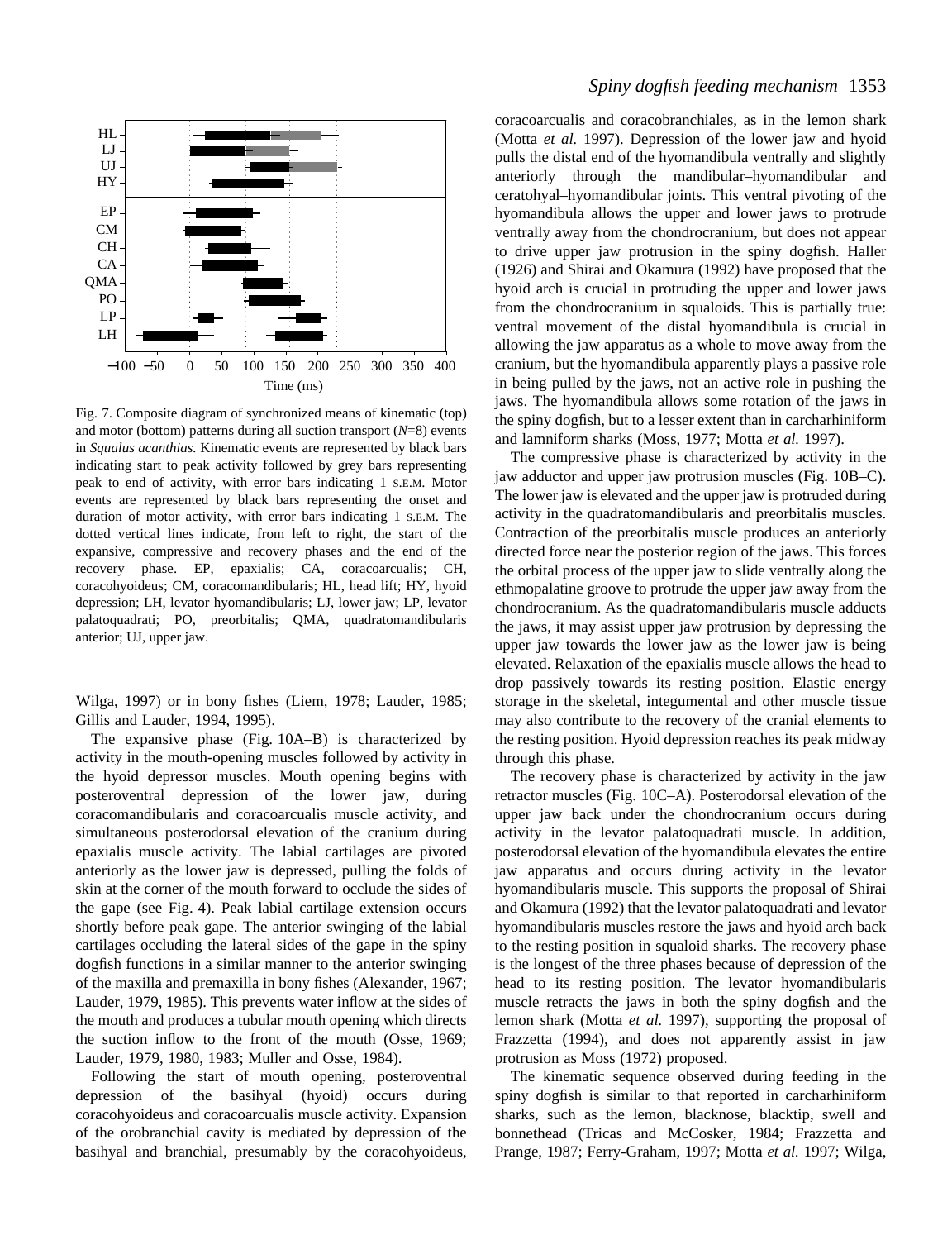Fig. 7. Composite diagram of synchronized means of kinematic (top) and motor (bottom) patterns during all suction transport ($N$=8) events in *Squalus acanthias.* Kinematic events are represented by black bars indicating start to peak activity followed by grey bars representing peak to end of activity, with error bars indicating 1 S.E.M. Motor events are represented by black bars representing the onset and duration of motor activity, with error bars indicating 1 S.E.M. The dotted vertical lines indicate, from left to right, the start of the expansive, compressive and recovery phases and the end of the recovery phase. EP, epaxialis; CA, coracoarcualis; CH, coracohyoideus; CM, coracomandibularis; HL, head lift; HY, hyoid depression; LH, levator hyomandibularis; LJ, lower jaw; LP, levator palatoquadrati; PO, preorbitalis; QMA, quadratomandibularis anterior; UJ, upper jaw.

Wilga, 1997) or in bony fishes (Liem, 1978; Lauder, 1985; Gillis and Lauder, 1994, 1995).

The expansive phase (Fig. 10A–B) is characterized by activity in the mouth-opening muscles followed by activity in the hyoid depressor muscles. Mouth opening begins with posteroventral depression of the lower jaw, during coracomandibularis and coracoarcualis muscle activity, and simultaneous posterodorsal elevation of the cranium during epaxialis muscle activity. The labial cartilages are pivoted anteriorly as the lower jaw is depressed, pulling the folds of skin at the corner of the mouth forward to occlude the sides of the gape (see Fig. 4). Peak labial cartilage extension occurs shortly before peak gape. The anterior swinging of the labial cartilages occluding the lateral sides of the gape in the spiny dogfish functions in a similar manner to the anterior swinging of the maxilla and premaxilla in bony fishes (Alexander, 1967; Lauder, 1979, 1985). This prevents water inflow at the sides of the mouth and produces a tubular mouth opening which directs the suction inflow to the front of the mouth (Osse, 1969; Lauder, 1979, 1980, 1983; Muller and Osse, 1984).

Following the start of mouth opening, posteroventral depression of the basihyal (hyoid) occurs during coracohyoideus and coracoarcualis muscle activity. Expansion of the orobranchial cavity is mediated by depression of the basihyal and branchial, presumably by the coracohyoideus, coracoarcualis and coracobranchiales, as in the lemon shark (Motta *et al.* 1997). Depression of the lower jaw and hyoid pulls the distal end of the hyomandibula ventrally and slightly anteriorly through the mandibular–hyomandibular and ceratohyal–hyomandibular joints. This ventral pivoting of the hyomandibula allows the upper and lower jaws to protrude ventrally away from the chondrocranium, but does not appear to drive upper jaw protrusion in the spiny dogfish. Haller (1926) and Shirai and Okamura (1992) have proposed that the hyoid arch is crucial in protruding the upper and lower jaws from the chondrocranium in squaloids. This is partially true: ventral movement of the distal hyomandibula is crucial in allowing the jaw apparatus as a whole to move away from the cranium, but the hyomandibula apparently plays a passive role in being pulled by the jaws, not an active role in pushing the jaws. The hyomandibula allows some rotation of the jaws in the spiny dogfish, but to a lesser extent than in carcharhiniform and lamniform sharks (Moss, 1977; Motta *et al.* 1997).

The compressive phase is characterized by activity in the jaw adductor and upper jaw protrusion muscles (Fig. 10B–C). The lower jaw is elevated and the upper jaw is protruded during activity in the quadratomandibularis and preorbitalis muscles. Contraction of the preorbitalis muscle produces an anteriorly directed force near the posterior region of the jaws. This forces the orbital process of the upper jaw to slide ventrally along the ethmopalatine groove to protrude the upper jaw away from the chondrocranium. As the quadratomandibularis muscle adducts the jaws, it may assist upper jaw protrusion by depressing the upper jaw towards the lower jaw as the lower jaw is being elevated. Relaxation of the epaxialis muscle allows the head to drop passively towards its resting position. Elastic energy storage in the skeletal, integumental and other muscle tissue may also contribute to the recovery of the cranial elements to the resting position. Hyoid depression reaches its peak midway through this phase.

The recovery phase is characterized by activity in the jaw retractor muscles (Fig. 10C–A). Posterodorsal elevation of the upper jaw back under the chondrocranium occurs during activity in the levator palatoquadrati muscle. In addition, posterodorsal elevation of the hyomandibula elevates the entire jaw apparatus and occurs during activity in the levator hyomandibularis muscle. This supports the proposal of Shirai and Okamura (1992) that the levator palatoquadrati and levator hyomandibularis muscles restore the jaws and hyoid arch back to the resting position in squaloid sharks. The recovery phase is the longest of the three phases because of depression of the head to its resting position. The levator hyomandibularis muscle retracts the jaws in both the spiny dogfish and the lemon shark (Motta *et al.* 1997), supporting the proposal of Frazzetta (1994), and does not apparently assist in jaw protrusion as Moss (1972) proposed.

The kinematic sequence observed during feeding in the spiny dogfish is similar to that reported in carcharhiniform sharks, such as the lemon, blacknose, blacktip, swell and bonnethead (Tricas and McCosker, 1984; Frazzetta and Prange, 1987; Ferry-Graham, 1997; Motta *et al.* 1997; Wilga,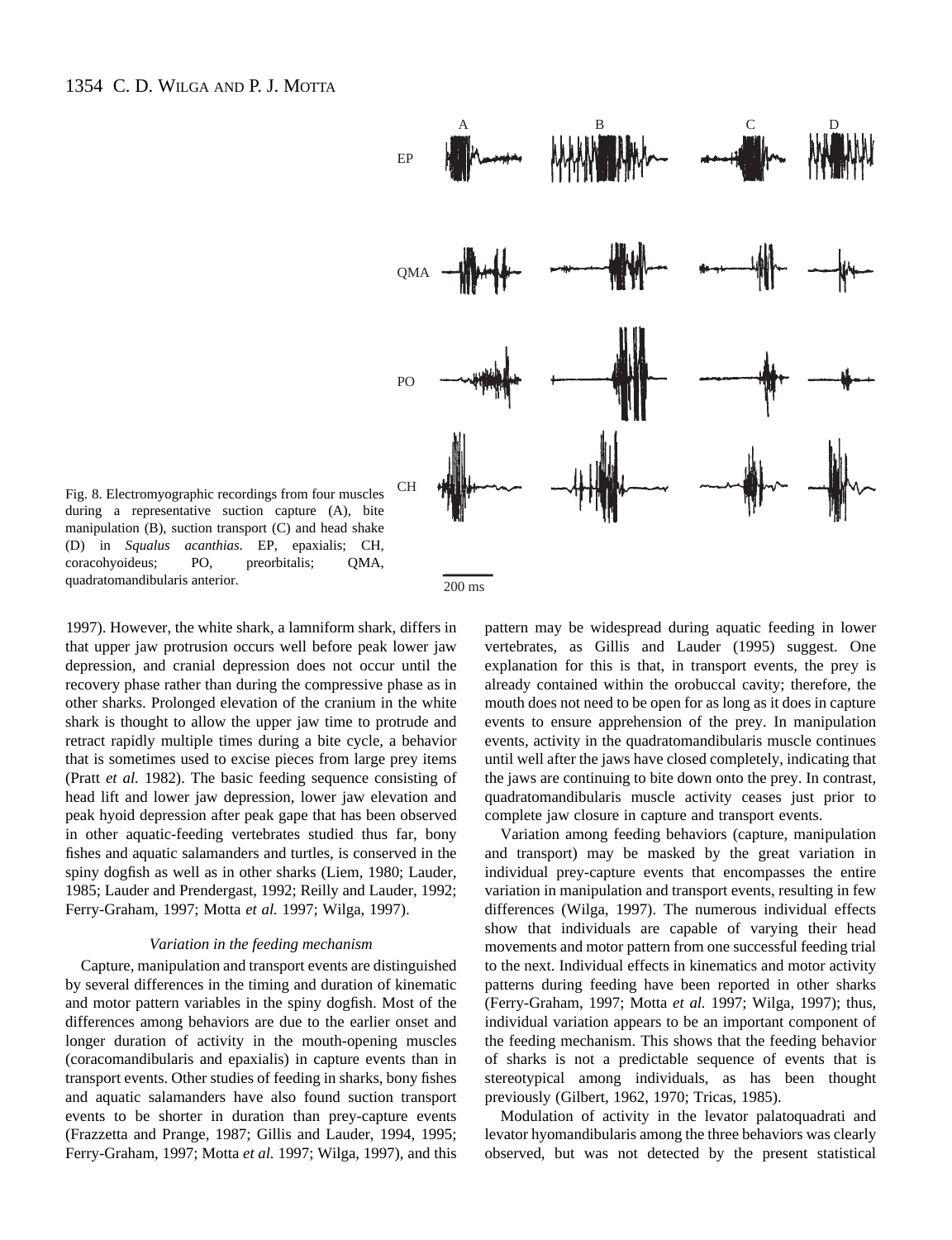Fig. 8. Electromyographic recordings from four muscles during a representative suction capture (A), bite manipulation (B), suction transport (C) and head shake (D) in *Squalus acanthias*. EP, epaxialis; CH, coracohyoideus; PO, preorbitalis; QMA, quadratomandibularis anterior.

1997). However, the white shark, a lamniform shark, differs in that upper jaw protrusion occurs well before peak lower jaw depression, and cranial depression does not occur until the recovery phase rather than during the compressive phase as in other sharks. Prolonged elevation of the cranium in the white shark is thought to allow the upper jaw time to protrude and retract rapidly multiple times during a bite cycle, a behavior that is sometimes used to excise pieces from large prey items (Pratt *et al.* 1982). The basic feeding sequence consisting of head lift and lower jaw depression, lower jaw elevation and peak hyoid depression after peak gape that has been observed in other aquatic-feeding vertebrates studied thus far, bony fishes and aquatic salamanders and turtles, is conserved in the spiny dogfish as well as in other sharks (Liem, 1980; Lauder, 1985; Lauder and Prendergast, 1992; Reilly and Lauder, 1992; Ferry-Graham, 1997; Motta *et al.* 1997; Wilga, 1997).

### *Variation in the feeding mechanism*

Capture, manipulation and transport events are distinguished by several differences in the timing and duration of kinematic and motor pattern variables in the spiny dogfish. Most of the differences among behaviors are due to the earlier onset and longer duration of activity in the mouth-opening muscles (coracomandibularis and epaxialis) in capture events than in transport events. Other studies of feeding in sharks, bony fishes and aquatic salamanders have also found suction transport events to be shorter in duration than prey-capture events (Frazzetta and Prange, 1987; Gillis and Lauder, 1994, 1995; Ferry-Graham, 1997; Motta *et al.* 1997; Wilga, 1997), and this pattern may be widespread during aquatic feeding in lower vertebrates, as Gillis and Lauder (1995) suggest. One explanation for this is that, in transport events, the prey is already contained within the orobuccal cavity; therefore, the mouth does not need to be open for as long as it does in capture events to ensure apprehension of the prey. In manipulation events, activity in the quadratomandibularis muscle continues until well after the jaws have closed completely, indicating that the jaws are continuing to bite down onto the prey. In contrast, quadratomandibularis muscle activity ceases just prior to complete jaw closure in capture and transport events.

Variation among feeding behaviors (capture, manipulation and transport) may be masked by the great variation in individual prey-capture events that encompasses the entire variation in manipulation and transport events, resulting in few differences (Wilga, 1997). The numerous individual effects show that individuals are capable of varying their head movements and motor pattern from one successful feeding trial to the next. Individual effects in kinematics and motor activity patterns during feeding have been reported in other sharks (Ferry-Graham, 1997; Motta *et al.* 1997; Wilga, 1997); thus, individual variation appears to be an important component of the feeding mechanism. This shows that the feeding behavior of sharks is not a predictable sequence of events that is stereotypical among individuals, as has been thought previously (Gilbert, 1962, 1970; Tricas, 1985).

Modulation of activity in the levator palatoquadrati and levator hyomandibularis among the three behaviors was clearly observed, but was not detected by the present statistical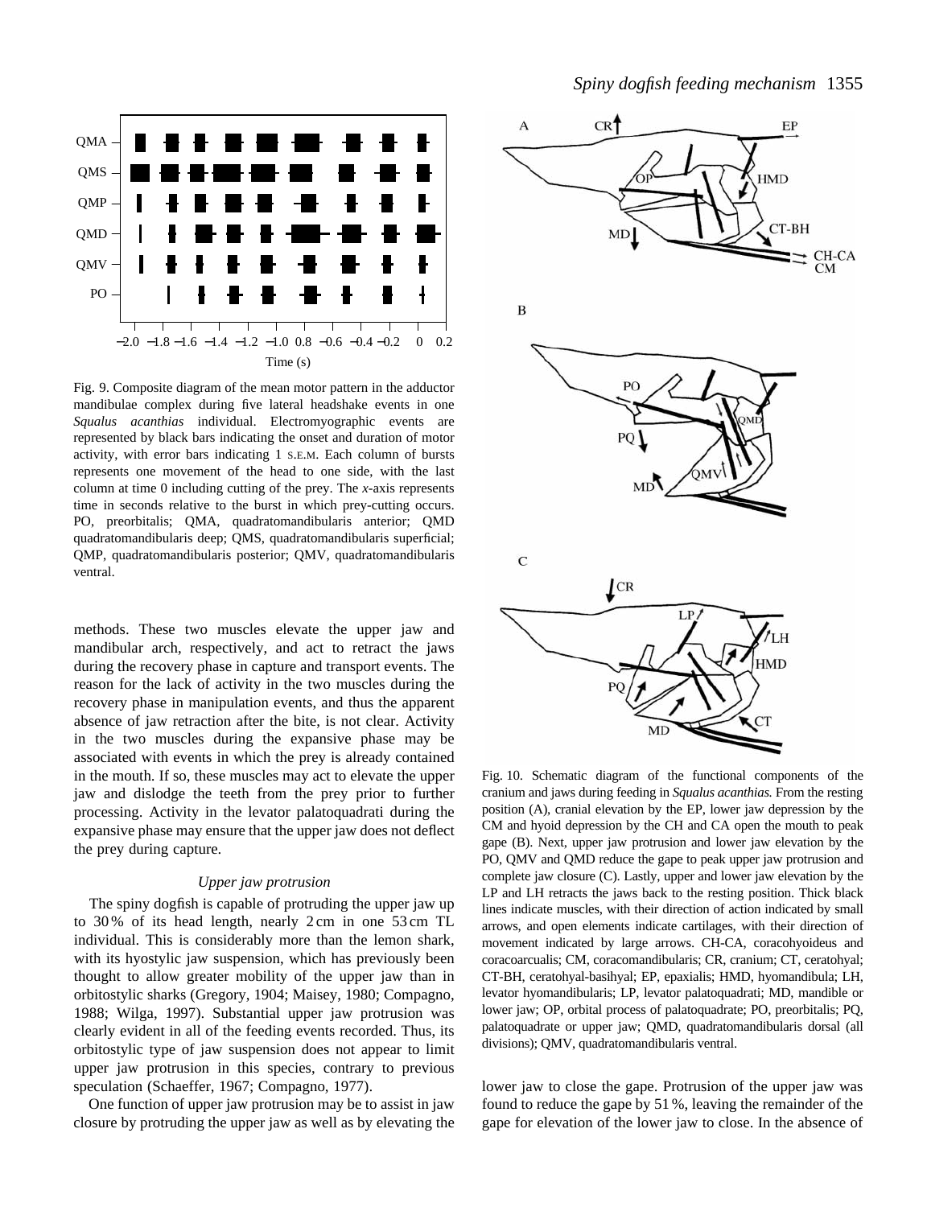Fig. 9. Composite diagram of the mean motor pattern in the adductor mandibulae complex during five lateral headshake events in one *Squalus acanthias* individual. Electromyographic events are represented by black bars indicating the onset and duration of motor activity, with error bars indicating 1 S.E.M. Each column of bursts represents one movement of the head to one side, with the last column at time 0 including cutting of the prey. The *x*-axis represents time in seconds relative to the burst in which prey-cutting occurs. PO, preorbitalis; QMA, quadratomandibularis anterior; QMD quadratomandibularis deep; QMS, quadratomandibularis superficial; QMP, quadratomandibularis posterior; QMV, quadratomandibularis ventral.

methods. These two muscles elevate the upper jaw and mandibular arch, respectively, and act to retract the jaws during the recovery phase in capture and transport events. The reason for the lack of activity in the two muscles during the recovery phase in manipulation events, and thus the apparent absence of jaw retraction after the bite, is not clear. Activity in the two muscles during the expansive phase may be associated with events in which the prey is already contained in the mouth. If so, these muscles may act to elevate the upper jaw and dislodge the teeth from the prey prior to further processing. Activity in the levator palatoquadrati during the expansive phase may ensure that the upper jaw does not deflect the prey during capture.

### *Upper jaw protrusion*

The spiny dogfish is capable of protruding the upper jaw up to 30 % of its head length, nearly 2 cm in one 53 cm TL individual. This is considerably more than the lemon shark, with its hyostylic jaw suspension, which has previously been thought to allow greater mobility of the upper jaw than in orbitostylic sharks (Gregory, 1904; Maisey, 1980; Compagno, 1988; Wilga, 1997). Substantial upper jaw protrusion was clearly evident in all of the feeding events recorded. Thus, its orbitostylic type of jaw suspension does not appear to limit upper jaw protrusion in this species, contrary to previous speculation (Schaeffer, 1967; Compagno, 1977).

One function of upper jaw protrusion may be to assist in jaw closure by protruding the upper jaw as well as by elevating the lower jaw to close the gape. Protrusion of the upper jaw was found to reduce the gape by 51 %, leaving the remainder of the gape for elevation of the lower jaw to close. In the absence of

Fig. 10. Schematic diagram of the functional components of the cranium and jaws during feeding in *Squalus acanthias.* From the resting position (A), cranial elevation by the EP, lower jaw depression by the CM and hyoid depression by the CH and CA open the mouth to peak gape (B). Next, upper jaw protrusion and lower jaw elevation by the PO, QMV and QMD reduce the gape to peak upper jaw protrusion and complete jaw closure (C). Lastly, upper and lower jaw elevation by the LP and LH retracts the jaws back to the resting position. Thick black lines indicate muscles, with their direction of action indicated by small arrows, and open elements indicate cartilages, with their direction of movement indicated by large arrows. CH-CA, coracohyoideus and coracoarcualis; CM, coracomandibularis; CR, cranium; CT, ceratohyal; CT-BH, ceratohyal-basihyal; EP, epaxialis; HMD, hyomandibula; LH, levator hyomandibularis; LP, levator palatoquadrati; MD, mandible or lower jaw; OP, orbital process of palatoquadrate; PO, preorbitalis; PQ, palatoquadrate or upper jaw; QMD, quadratomandibularis dorsal (all divisions); QMV, quadratomandibularis ventral.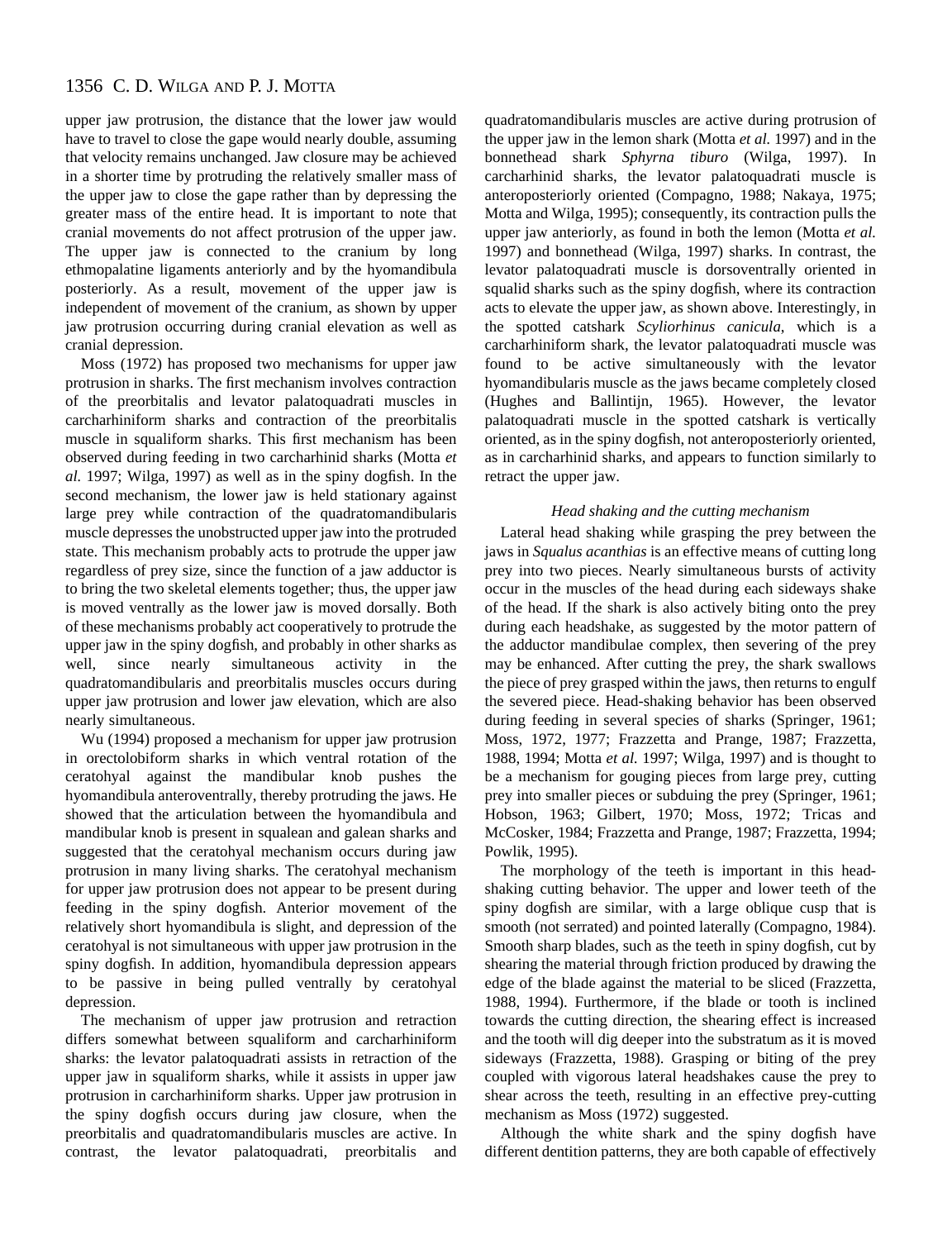upper jaw protrusion, the distance that the lower jaw would have to travel to close the gape would nearly double, assuming that velocity remains unchanged. Jaw closure may be achieved in a shorter time by protruding the relatively smaller mass of the upper jaw to close the gape rather than by depressing the greater mass of the entire head. It is important to note that cranial movements do not affect protrusion of the upper jaw. The upper jaw is connected to the cranium by long ethmopalatine ligaments anteriorly and by the hyomandibula posteriorly. As a result, movement of the upper jaw is independent of movement of the cranium, as shown by upper jaw protrusion occurring during cranial elevation as well as cranial depression.

Moss (1972) has proposed two mechanisms for upper jaw protrusion in sharks. The first mechanism involves contraction of the preorbitalis and levator palatoquadrati muscles in carcharhiniform sharks and contraction of the preorbitalis muscle in squaliform sharks. This first mechanism has been observed during feeding in two carcharhinid sharks (Motta *et al.* 1997; Wilga, 1997) as well as in the spiny dogfish. In the second mechanism, the lower jaw is held stationary against large prey while contraction of the quadratomandibularis muscle depresses the unobstructed upper jaw into the protruded state. This mechanism probably acts to protrude the upper jaw regardless of prey size, since the function of a jaw adductor is to bring the two skeletal elements together; thus, the upper jaw is moved ventrally as the lower jaw is moved dorsally. Both of these mechanisms probably act cooperatively to protrude the upper jaw in the spiny dogfish, and probably in other sharks as well, since nearly simultaneous activity in the quadratomandibularis and preorbitalis muscles occurs during upper jaw protrusion and lower jaw elevation, which are also nearly simultaneous.

Wu (1994) proposed a mechanism for upper jaw protrusion in orectolobiform sharks in which ventral rotation of the ceratohyal against the mandibular knob pushes the hyomandibula anteroventrally, thereby protruding the jaws. He showed that the articulation between the hyomandibula and mandibular knob is present in squalean and galean sharks and suggested that the ceratohyal mechanism occurs during jaw protrusion in many living sharks. The ceratohyal mechanism for upper jaw protrusion does not appear to be present during feeding in the spiny dogfish. Anterior movement of the relatively short hyomandibula is slight, and depression of the ceratohyal is not simultaneous with upper jaw protrusion in the spiny dogfish. In addition, hyomandibula depression appears to be passive in being pulled ventrally by ceratohyal depression.

The mechanism of upper jaw protrusion and retraction differs somewhat between squaliform and carcharhiniform sharks: the levator palatoquadrati assists in retraction of the upper jaw in squaliform sharks, while it assists in upper jaw protrusion in carcharhiniform sharks. Upper jaw protrusion in the spiny dogfish occurs during jaw closure, when the preorbitalis and quadratomandibularis muscles are active. In contrast, the levator palatoquadrati, preorbitalis and quadratomandibularis muscles are active during protrusion of the upper jaw in the lemon shark (Motta *et al.* 1997) and in the bonnethead shark *Sphyrna tiburo* (Wilga, 1997). In carcharhinid sharks, the levator palatoquadrati muscle is anteroposteriorly oriented (Compagno, 1988; Nakaya, 1975; Motta and Wilga, 1995); consequently, its contraction pulls the upper jaw anteriorly, as found in both the lemon (Motta *et al.* 1997) and bonnethead (Wilga, 1997) sharks. In contrast, the levator palatoquadrati muscle is dorsoventrally oriented in squalid sharks such as the spiny dogfish, where its contraction acts to elevate the upper jaw, as shown above. Interestingly, in the spotted catshark *Scyliorhinus canicula*, which is a carcharhiniform shark, the levator palatoquadrati muscle was found to be active simultaneously with the levator hyomandibularis muscle as the jaws became completely closed (Hughes and Ballintijn, 1965). However, the levator palatoquadrati muscle in the spotted catshark is vertically oriented, as in the spiny dogfish, not anteroposteriorly oriented, as in carcharhinid sharks, and appears to function similarly to retract the upper jaw.

### *Head shaking and the cutting mechanism*

Lateral head shaking while grasping the prey between the jaws in *Squalus acanthias* is an effective means of cutting long prey into two pieces. Nearly simultaneous bursts of activity occur in the muscles of the head during each sideways shake of the head. If the shark is also actively biting onto the prey during each headshake, as suggested by the motor pattern of the adductor mandibulae complex, then severing of the prey may be enhanced. After cutting the prey, the shark swallows the piece of prey grasped within the jaws, then returns to engulf the severed piece. Head-shaking behavior has been observed during feeding in several species of sharks (Springer, 1961; Moss, 1972, 1977; Frazzetta and Prange, 1987; Frazzetta, 1988, 1994; Motta *et al.* 1997; Wilga, 1997) and is thought to be a mechanism for gouging pieces from large prey, cutting prey into smaller pieces or subduing the prey (Springer, 1961; Hobson, 1963; Gilbert, 1970; Moss, 1972; Tricas and McCosker, 1984; Frazzetta and Prange, 1987; Frazzetta, 1994; Powlik, 1995).

The morphology of the teeth is important in this head-shaking cutting behavior. The upper and lower teeth of the spiny dogfish are similar, with a large oblique cusp that is smooth (not serrated) and pointed laterally (Compagno, 1984). Smooth sharp blades, such as the teeth in spiny dogfish, cut by shearing the material through friction produced by drawing the edge of the blade against the material to be sliced (Frazzetta, 1988, 1994). Furthermore, if the blade or tooth is inclined towards the cutting direction, the shearing effect is increased and the tooth will dig deeper into the substratum as it is moved sideways (Frazzetta, 1988). Grasping or biting of the prey coupled with vigorous lateral headshakes cause the prey to shear across the teeth, resulting in an effective prey-cutting mechanism as Moss (1972) suggested.

Although the white shark and the spiny dogfish have different dentition patterns, they are both capable of effectively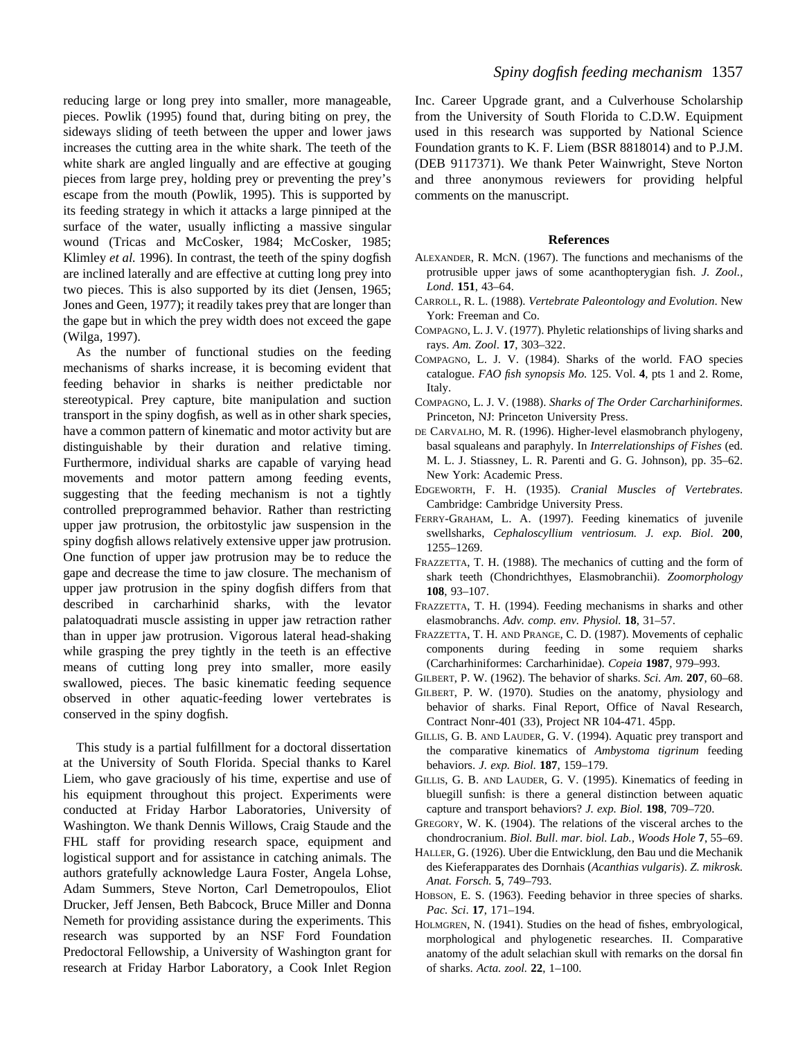reducing large or long prey into smaller, more manageable, pieces. Powlik (1995) found that, during biting on prey, the sideways sliding of teeth between the upper and lower jaws increases the cutting area in the white shark. The teeth of the white shark are angled lingually and are effective at gouging pieces from large prey, holding prey or preventing the prey's escape from the mouth (Powlik, 1995). This is supported by its feeding strategy in which it attacks a large pinniped at the surface of the water, usually inflicting a massive singular wound (Tricas and McCosker, 1984; McCosker, 1985; Klimley *et al.* 1996). In contrast, the teeth of the spiny dogfish are inclined laterally and are effective at cutting long prey into two pieces. This is also supported by its diet (Jensen, 1965; Jones and Geen, 1977); it readily takes prey that are longer than the gape but in which the prey width does not exceed the gape (Wilga, 1997).

As the number of functional studies on the feeding mechanisms of sharks increase, it is becoming evident that feeding behavior in sharks is neither predictable nor stereotypical. Prey capture, bite manipulation and suction transport in the spiny dogfish, as well as in other shark species, have a common pattern of kinematic and motor activity but are distinguishable by their duration and relative timing. Furthermore, individual sharks are capable of varying head movements and motor pattern among feeding events, suggesting that the feeding mechanism is not a tightly controlled preprogrammed behavior. Rather than restricting upper jaw protrusion, the orbitostylic jaw suspension in the spiny dogfish allows relatively extensive upper jaw protrusion. One function of upper jaw protrusion may be to reduce the gape and decrease the time to jaw closure. The mechanism of upper jaw protrusion in the spiny dogfish differs from that described in carcharhinid sharks, with the levator palatoquadrati muscle assisting in upper jaw retraction rather than in upper jaw protrusion. Vigorous lateral head-shaking while grasping the prey tightly in the teeth is an effective means of cutting long prey into smaller, more easily swallowed, pieces. The basic kinematic feeding sequence observed in other aquatic-feeding lower vertebrates is conserved in the spiny dogfish.

This study is a partial fulfillment for a doctoral dissertation at the University of South Florida. Special thanks to Karel Liem, who gave graciously of his time, expertise and use of his equipment throughout this project. Experiments were conducted at Friday Harbor Laboratories, University of Washington. We thank Dennis Willows, Craig Staude and the FHL staff for providing research space, equipment and logistical support and for assistance in catching animals. The authors gratefully acknowledge Laura Foster, Angela Lohse, Adam Summers, Steve Norton, Carl Demetropoulos, Eliot Drucker, Jeff Jensen, Beth Babcock, Bruce Miller and Donna Nemeth for providing assistance during the experiments. This research was supported by an NSF Ford Foundation Predoctoral Fellowship, a University of Washington grant for research at Friday Harbor Laboratory, a Cook Inlet Region Inc. Career Upgrade grant, and a Culverhouse Scholarship from the University of South Florida to C.D.W. Equipment used in this research was supported by National Science Foundation grants to K. F. Liem (BSR 8818014) and to P.J.M. (DEB 9117371). We thank Peter Wainwright, Steve Norton and three anonymous reviewers for providing helpful comments on the manuscript.

## References

Alexander, R. McN. (1967). The functions and mechanisms of the protrusible upper jaws of some acanthopterygian fish. *J. Zool., Lond.* **151**, 43–64.

Carroll, R. L. (1988). *Vertebrate Paleontology and Evolution*. New York: Freeman and Co.

Compagno, L. J. V. (1977). Phyletic relationships of living sharks and rays. *Am. Zool.* **17**, 303–322.

Compagno, L. J. V. (1984). Sharks of the world. FAO species catalogue. *FAO fish synopsis Mo.* 125. Vol. **4**, pts 1 and 2. Rome, Italy.

Compagno, L. J. V. (1988). *Sharks of The Order Carcharhiniformes*. Princeton, NJ: Princeton University Press.

de Carvalho, M. R. (1996). Higher-level elasmobranch phylogeny, basal squaleans and paraphyly. In *Interrelationships of Fishes* (ed. M. L. J. Stiassney, L. R. Parenti and G. G. Johnson), pp. 35–62. New York: Academic Press.

Edgeworth, F. H. (1935). *Cranial Muscles of Vertebrates*. Cambridge: Cambridge University Press.

Ferry-Graham, L. A. (1997). Feeding kinematics of juvenile swellsharks, *Cephaloscyllium ventriosum. J. exp. Biol.* **200**, 1255–1269.

Frazzetta, T. H. (1988). The mechanics of cutting and the form of shark teeth (Chondrichthyes, Elasmobranchii). *Zoomorphology* **108**, 93–107.

Frazzetta, T. H. (1994). Feeding mechanisms in sharks and other elasmobranchs. *Adv. comp. env. Physiol.* **18**, 31–57.

Frazzetta, T. H. and Prange, C. D. (1987). Movements of cephalic components during feeding in some requiem sharks (Carcharhiniformes: Carcharhinidae). *Copeia* **1987**, 979–993.

Gilbert, P. W. (1962). The behavior of sharks. *Sci. Am.* **207**, 60–68.

Gilbert, P. W. (1970). Studies on the anatomy, physiology and behavior of sharks. Final Report, Office of Naval Research, Contract Nonr-401 (33), Project NR 104-471. 45pp.

Gillis, G. B. and Lauder, G. V. (1994). Aquatic prey transport and the comparative kinematics of *Ambystoma tigrinum* feeding behaviors. *J. exp. Biol.* **187**, 159–179.

Gillis, G. B. and Lauder, G. V. (1995). Kinematics of feeding in bluegill sunfish: is there a general distinction between aquatic capture and transport behaviors? *J. exp. Biol.* **198**, 709–720.

Gregory, W. K. (1904). The relations of the visceral arches to the chondrocranium. *Biol. Bull. mar. biol. Lab., Woods Hole* **7**, 55–69.

Haller, G. (1926). Uber die Entwicklung, den Bau und die Mechanik des Kieferapparates des Dornhais (*Acanthias vulgaris*). *Z. mikrosk. Anat. Forsch.* **5**, 749–793.

Hobson, E. S. (1963). Feeding behavior in three species of sharks. *Pac. Sci.* **17**, 171–194.

Holmgren, N. (1941). Studies on the head of fishes, embryological, morphological and phylogenetic researches. II. Comparative anatomy of the adult selachian skull with remarks on the dorsal fin of sharks. *Acta. zool.* **22**, 1–100.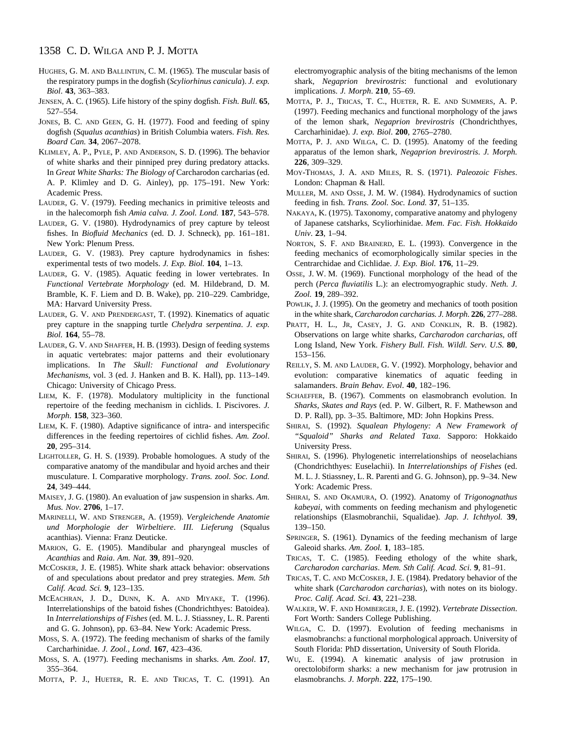HUGHES, G. M. AND BALLINTIJN, C. M. (1965). The muscular basis of the respiratory pumps in the dogfish (*Scyliorhinus canicula*). *J. exp. Biol*. **43**, 363–383.

JENSEN, A. C. (1965). Life history of the spiny dogfish. *Fish. Bull.* **65**, 527–554.

JONES, B. C. AND GEEN, G. H. (1977). Food and feeding of spiny dogfish (*Squalus acanthias*) in British Columbia waters. *Fish. Res. Board Can.* **34**, 2067–2078.

KLIMLEY, A. P., PYLE, P. AND ANDERSON, S. D. (1996). The behavior of white sharks and their pinniped prey during predatory attacks. In *Great White Sharks: The Biology of* Carcharodon carcharias (ed. A. P. Klimley and D. G. Ainley), pp. 175–191. New York: Academic Press.

LAUDER, G. V. (1979). Feeding mechanics in primitive teleosts and in the halecomorph fish *Amia calva. J. Zool. Lond.* **187**, 543–578.

LAUDER, G. V. (1980). Hydrodynamics of prey capture by teleost fishes. In *Biofluid Mechanics* (ed. D. J. Schneck), pp. 161–181. New York: Plenum Press.

LAUDER, G. V. (1983). Prey capture hydrodynamics in fishes: experimental tests of two models. *J. Exp. Biol.* **104**, 1–13.

LAUDER, G. V. (1985). Aquatic feeding in lower vertebrates. In *Functional Vertebrate Morphology* (ed. M. Hildebrand, D. M. Bramble, K. F. Liem and D. B. Wake), pp. 210–229. Cambridge, MA: Harvard University Press.

LAUDER, G. V. AND PRENDERGAST, T. (1992). Kinematics of aquatic prey capture in the snapping turtle *Chelydra serpentina*. *J. exp. Biol.* **164**, 55–78.

LAUDER, G. V. AND SHAFFER, H. B. (1993). Design of feeding systems in aquatic vertebrates: major patterns and their evolutionary implications. In *The Skull: Functional and Evolutionary Mechanisms*, vol. 3 (ed. J. Hanken and B. K. Hall), pp. 113–149. Chicago: University of Chicago Press.

LIEM, K. F. (1978). Modulatory multiplicity in the functional repertoire of the feeding mechanism in cichlids. I. Piscivores. *J. Morph.* **158**, 323–360.

LIEM, K. F. (1980). Adaptive significance of intra- and interspecific differences in the feeding repertoires of cichlid fishes. *Am. Zool*. **20**, 295–314.

LIGHTOLLER, G. H. S. (1939). Probable homologues. A study of the comparative anatomy of the mandibular and hyoid arches and their musculature. I. Comparative morphology. *Trans. zool. Soc. Lond.* **24**, 349–444.

MAISEY, J. G. (1980). An evaluation of jaw suspension in sharks. *Am. Mus. Nov*. **2706**, 1–17.

MARINELLI, W. AND STRENGER, A. (1959). *Vergleichende Anatomie und Morphologie der Wirbeltiere. III. Lieferung* (Squalus acanthias). Vienna: Franz Deuticke.

MARION, G. E. (1905). Mandibular and pharyngeal muscles of *Acanthias* and *Raia*. *Am. Nat.* **39**, 891–920.

MCCOSKER, J. E. (1985). White shark attack behavior: observations of and speculations about predator and prey strategies. *Mem. 5th Calif. Acad. Sci.* **9**, 123–135.

MCEACHRAN, J. D., DUNN, K. A. AND MIYAKE, T. (1996). Interrelationships of the batoid fishes (Chondrichthyes: Batoidea). In *Interrelationships of Fishes* (ed. M. L. J. Stiassney, L. R. Parenti and G. G. Johnson), pp. 63–84. New York: Academic Press.

MOSS, S. A. (1972). The feeding mechanism of sharks of the family Carcharhinidae. *J. Zool., Lond*. **167**, 423–436.

MOSS, S. A. (1977). Feeding mechanisms in sharks. *Am. Zool*. **17**, 355–364.

MOTTA, P. J., HUETER, R. E. AND TRICAS, T. C. (1991). An electromyographic analysis of the biting mechanisms of the lemon shark, *Negaprion brevirostris*: functional and evolutionary implications. *J. Morph*. **210**, 55–69.

MOTTA, P. J., TRICAS, T. C., HUETER, R. E. AND SUMMERS, A. P. (1997). Feeding mechanics and functional morphology of the jaws of the lemon shark, *Negaprion brevirostris* (Chondrichthyes, Carcharhinidae). *J. exp. Biol*. **200**, 2765–2780.

MOTTA, P. J. AND WILGA, C. D. (1995). Anatomy of the feeding apparatus of the lemon shark, *Negaprion brevirostris*. *J. Morph.* **226**, 309–329.

MOY-THOMAS, J. A. AND MILES, R. S. (1971). *Paleozoic Fishes*. London: Chapman & Hall.

MULLER, M. AND OSSE, J. M. W. (1984). Hydrodynamics of suction feeding in fish. *Trans. Zool. Soc. Lond.* **37**, 51–135.

NAKAYA, K. (1975). Taxonomy, comparative anatomy and phylogeny of Japanese catsharks, Scyliorhinidae. *Mem. Fac. Fish. Hokkaido Univ*. **23**, 1–94.

NORTON, S. F. AND BRAINERD, E. L. (1993). Convergence in the feeding mechanics of ecomorphologically similar species in the Centrarchidae and Cichlidae. *J. Exp. Biol.* **176**, 11–29.

OSSE, J. W. M. (1969). Functional morphology of the head of the perch (*Perca fluviatilis* L.): an electromyographic study. *Neth. J. Zool.* **19**, 289–392.

POWLIK, J. J. (1995). On the geometry and mechanics of tooth position in the white shark, *Carcharodon carcharias. J. Morph*. **226**, 277–288.

PRATT, H. L., JR, CASEY, J. G. AND CONKLIN, R. B. (1982). Observations on large white sharks, *Carcharodon carcharias*, off Long Island, New York. *Fishery Bull. Fish. Wildl. Serv. U.S.* **80**, 153–156.

REILLY, S. M. AND LAUDER, G. V. (1992). Morphology, behavior and evolution: comparative kinematics of aquatic feeding in salamanders. *Brain Behav. Evol*. **40**, 182–196.

SCHAEFFER, B. (1967). Comments on elasmobranch evolution. In *Sharks, Skates and Rays* (ed. P. W. Gilbert, R. F. Mathewson and D. P. Rall), pp. 3–35. Baltimore, MD: John Hopkins Press.

SHIRAI, S. (1992). *Squalean Phylogeny: A New Framework of "Squaloid" Sharks and Related Taxa*. Sapporo: Hokkaido University Press.

SHIRAI, S. (1996). Phylogenetic interrelationships of neoselachians (Chondrichthyes: Euselachii). In *Interrelationships of Fishes* (ed. M. L. J. Stiassney, L. R. Parenti and G. G. Johnson), pp. 9–34. New York: Academic Press.

SHIRAI, S. AND OKAMURA, O. (1992). Anatomy of *Trigonognathus kabeyai*, with comments on feeding mechanism and phylogenetic relationships (Elasmobranchii, Squalidae). *Jap. J. Ichthyol.* **39**, 139–150.

SPRINGER, S. (1961). Dynamics of the feeding mechanism of large Galeoid sharks. *Am. Zool.* **1**, 183–185.

TRICAS, T. C. (1985). Feeding ethology of the white shark, *Carcharodon carcharias*. *Mem. Sth Calif. Acad. Sci.* **9**, 81–91.

TRICAS, T. C. AND MCCOSKER, J. E. (1984). Predatory behavior of the white shark (*Carcharodon carcharias*), with notes on its biology. *Proc. Calif. Acad. Sci*. **43**, 221–238.

WALKER, W. F. AND HOMBERGER, J. E. (1992). *Vertebrate Dissection*. Fort Worth: Sanders College Publishing.

WILGA, C. D. (1997). Evolution of feeding mechanisms in elasmobranchs: a functional morphological approach. University of South Florida: PhD dissertation, University of South Florida.

WU, E. (1994). A kinematic analysis of jaw protrusion in orectolobiform sharks: a new mechanism for jaw protrusion in elasmobranchs. *J. Morph*. **222**, 175–190.